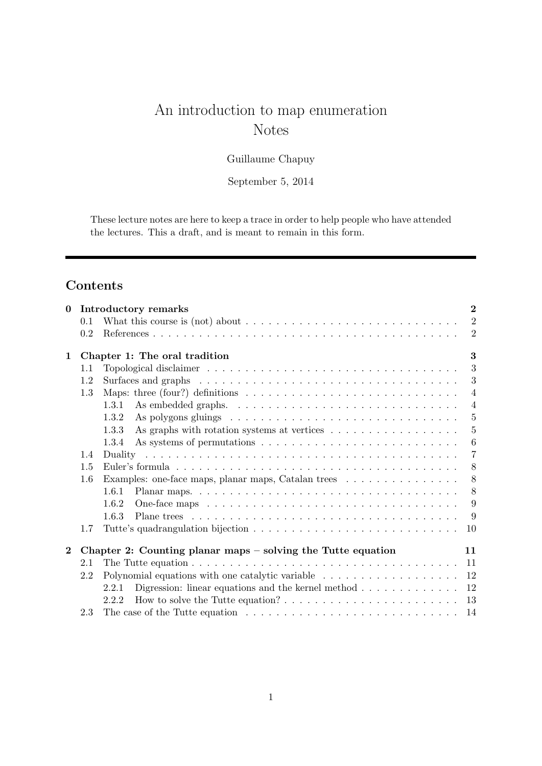# An introduction to map enumeration
# Notes

Guillaume Chapuy

September 5, 2014

These lecture notes are here to keep a trace in order to help people who have attended the lectures. This a draft, and is meant to remain in this form.

---

## Contents

**0 Introductory remarks** **2**
- 0.1 What this course is (not) about . . . . . . . . 2
- 0.2 References . . . . . . . . 2

**1 Chapter 1: The oral tradition** **3**
- 1.1 Topological disclaimer . . . . . . . . 3
- 1.2 Surfaces and graphs . . . . . . . . 3
- 1.3 Maps: three (four?) definitions . . . . . . . . 4
  - 1.3.1 As embedded graphs. . . . . . . . . 4
  - 1.3.2 As polygons gluings . . . . . . . . 5
  - 1.3.3 As graphs with rotation systems at vertices . . . . . . . . 5
  - 1.3.4 As systems of permutations . . . . . . . . 6
- 1.4 Duality . . . . . . . . 7
- 1.5 Euler's formula . . . . . . . . 8
- 1.6 Examples: one-face maps, planar maps, Catalan trees . . . . . . . . 8
  - 1.6.1 Planar maps. . . . . . . . . 8
  - 1.6.2 One-face maps . . . . . . . . 9
  - 1.6.3 Plane trees . . . . . . . . 9
- 1.7 Tutte's quadrangulation bijection . . . . . . . . 10

**2 Chapter 2: Counting planar maps – solving the Tutte equation** **11**
- 2.1 The Tutte equation . . . . . . . . 11
- 2.2 Polynomial equations with one catalytic variable . . . . . . . . 12
  - 2.2.1 Digression: linear equations and the kernel method . . . . . . . . 12
  - 2.2.2 How to solve the Tutte equation? . . . . . . . . 13
- 2.3 The case of the Tutte equation . . . . . . . . 14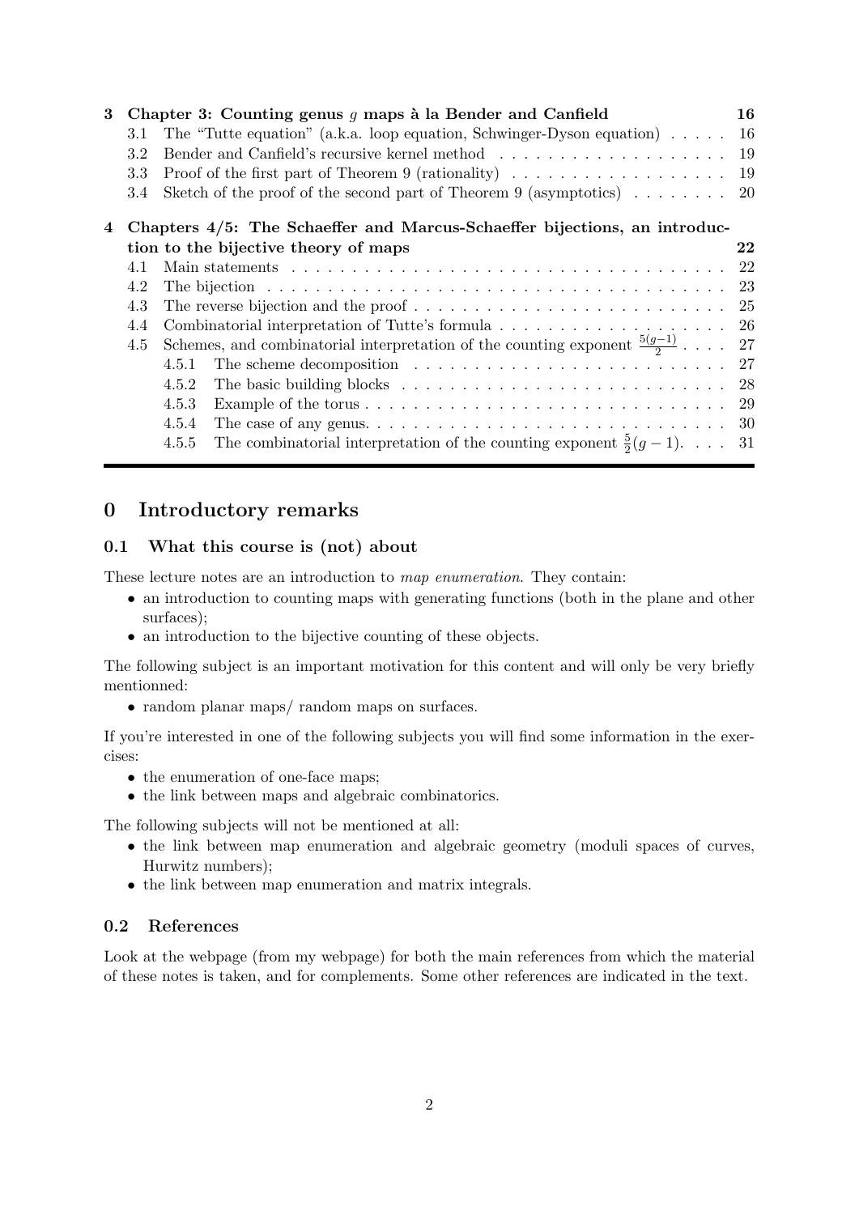| | | |
|---|---|---|
| **3** | **Chapter 3: Counting genus $g$ maps à la Bender and Canfield** | **16** |
| 3.1 | The "Tutte equation" (a.k.a. loop equation, Schwinger-Dyson equation) | 16 |
| 3.2 | Bender and Canfield's recursive kernel method | 19 |
| 3.3 | Proof of the first part of Theorem 9 (rationality) | 19 |
| 3.4 | Sketch of the proof of the second part of Theorem 9 (asymptotics) | 20 |
| **4** | **Chapters 4/5: The Schaeffer and Marcus-Schaeffer bijections, an introduction to the bijective theory of maps** | **22** |
| 4.1 | Main statements | 22 |
| 4.2 | The bijection | 23 |
| 4.3 | The reverse bijection and the proof | 25 |
| 4.4 | Combinatorial interpretation of Tutte's formula | 26 |
| 4.5 | Schemes, and combinatorial interpretation of the counting exponent $\frac{5(g-1)}{2}$ | 27 |
| 4.5.1 | The scheme decomposition | 27 |
| 4.5.2 | The basic building blocks | 28 |
| 4.5.3 | Example of the torus | 29 |
| 4.5.4 | The case of any genus. | 30 |
| 4.5.5 | The combinatorial interpretation of the counting exponent $\frac{5}{2}(g-1)$. | 31 |

# 0 Introductory remarks

## 0.1 What this course is (not) about

These lecture notes are an introduction to *map enumeration*. They contain:

- an introduction to counting maps with generating functions (both in the plane and other surfaces);
- an introduction to the bijective counting of these objects.

The following subject is an important motivation for this content and will only be very briefly mentionned:

- random planar maps/ random maps on surfaces.

If you're interested in one of the following subjects you will find some information in the exercises:

- the enumeration of one-face maps;
- the link between maps and algebraic combinatorics.

The following subjects will not be mentioned at all:

- the link between map enumeration and algebraic geometry (moduli spaces of curves, Hurwitz numbers);
- the link between map enumeration and matrix integrals.

## 0.2 References

Look at the webpage (from my webpage) for both the main references from which the material of these notes is taken, and for complements. Some other references are indicated in the text.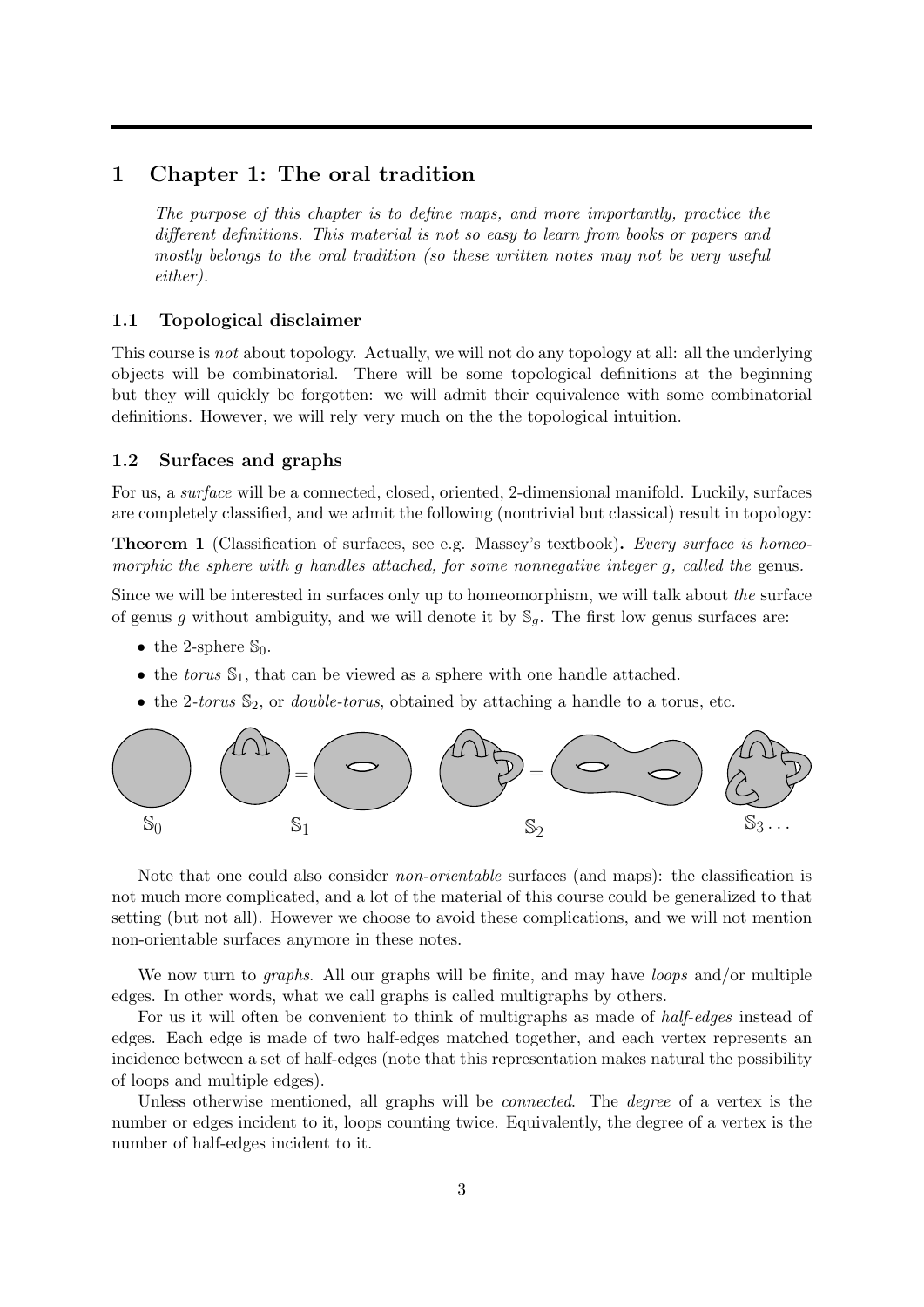# 1 Chapter 1: The oral tradition

*The purpose of this chapter is to define maps, and more importantly, practice the different definitions. This material is not so easy to learn from books or papers and mostly belongs to the oral tradition (so these written notes may not be very useful either).*

## 1.1 Topological disclaimer

This course is *not* about topology. Actually, we will not do any topology at all: all the underlying objects will be combinatorial. There will be some topological definitions at the beginning but they will quickly be forgotten: we will admit their equivalence with some combinatorial definitions. However, we will rely very much on the the topological intuition.

## 1.2 Surfaces and graphs

For us, a *surface* will be a connected, closed, oriented, 2-dimensional manifold. Luckily, surfaces are completely classified, and we admit the following (nontrivial but classical) result in topology:

**Theorem 1** (Classification of surfaces, see e.g. Massey's textbook)**.** *Every surface is homeomorphic the sphere with g handles attached, for some nonnegative integer g, called the* genus.

Since we will be interested in surfaces only up to homeomorphism, we will talk about *the* surface of genus $g$ without ambiguity, and we will denote it by $\mathbb{S}_g$. The first low genus surfaces are:

- the 2-sphere $\mathbb{S}_0$.
- the *torus* $\mathbb{S}_1$, that can be viewed as a sphere with one handle attached.
- the 2-*torus* $\mathbb{S}_2$, or *double-torus*, obtained by attaching a handle to a torus, etc.

$\mathbb{S}_0$ $\mathbb{S}_1$ $\mathbb{S}_2$ $\mathbb{S}_3 \ldots$

Note that one could also consider *non-orientable* surfaces (and maps): the classification is not much more complicated, and a lot of the material of this course could be generalized to that setting (but not all). However we choose to avoid these complications, and we will not mention non-orientable surfaces anymore in these notes.

We now turn to *graphs*. All our graphs will be finite, and may have *loops* and/or multiple edges. In other words, what we call graphs is called multigraphs by others.

For us it will often be convenient to think of multigraphs as made of *half-edges* instead of edges. Each edge is made of two half-edges matched together, and each vertex represents an incidence between a set of half-edges (note that this representation makes natural the possibility of loops and multiple edges).

Unless otherwise mentioned, all graphs will be *connected*. The *degree* of a vertex is the number or edges incident to it, loops counting twice. Equivalently, the degree of a vertex is the number of half-edges incident to it.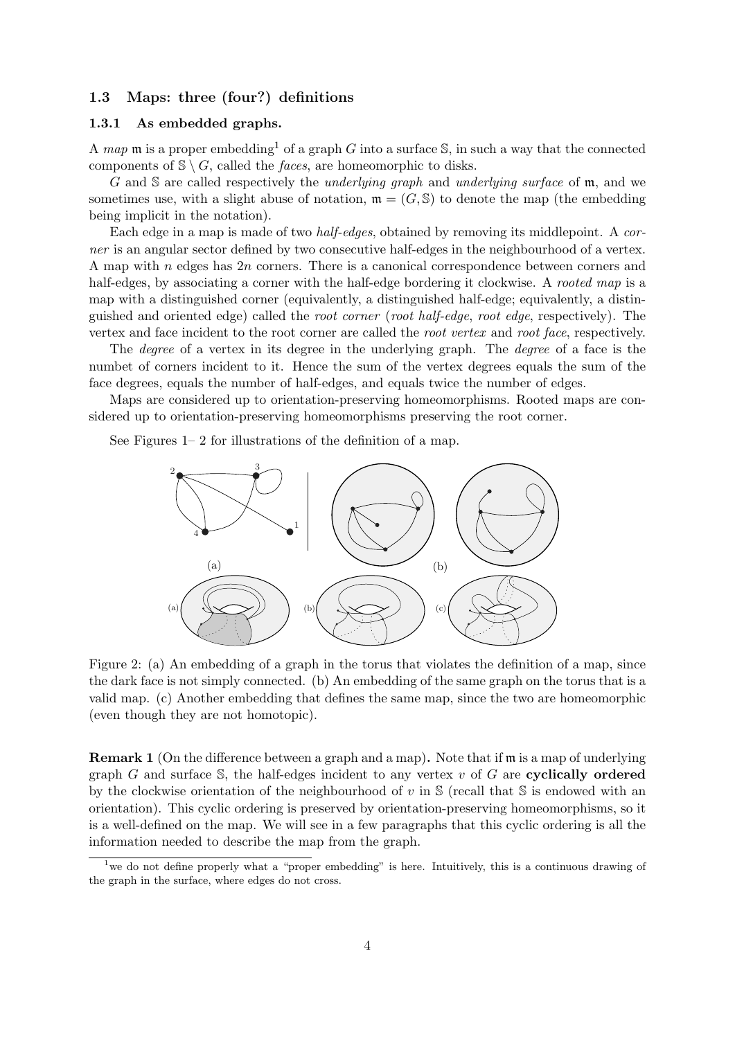### 1.3 Maps: three (four?) definitions

#### 1.3.1 As embedded graphs.

A *map* $\mathfrak{m}$ is a proper embedding[1] of a graph $G$ into a surface $\mathbb{S}$, in such a way that the connected components of $\mathbb{S} \setminus G$, called the *faces*, are homeomorphic to disks.

$G$ and $\mathbb{S}$ are called respectively the *underlying graph* and *underlying surface* of $\mathfrak{m}$, and we sometimes use, with a slight abuse of notation, $\mathfrak{m} = (G, \mathbb{S})$ to denote the map (the embedding being implicit in the notation).

Each edge in a map is made of two *half-edges*, obtained by removing its middlepoint. A *corner* is an angular sector defined by two consecutive half-edges in the neighbourhood of a vertex. A map with $n$ edges has $2n$ corners. There is a canonical correspondence between corners and half-edges, by associating a corner with the half-edge bordering it clockwise. A *rooted map* is a map with a distinguished corner (equivalently, a distinguished half-edge; equivalently, a distinguished and oriented edge) called the *root corner* (*root half-edge*, *root edge*, respectively). The vertex and face incident to the root corner are called the *root vertex* and *root face*, respectively.

The *degree* of a vertex in its degree in the underlying graph. The *degree* of a face is the numbet of corners incident to it. Hence the sum of the vertex degrees equals the sum of the face degrees, equals the number of half-edges, and equals twice the number of edges.

Maps are considered up to orientation-preserving homeomorphisms. Rooted maps are considered up to orientation-preserving homeomorphisms preserving the root corner.

See Figures 1– 2 for illustrations of the definition of a map.

Figure 2: (a) An embedding of a graph in the torus that violates the definition of a map, since the dark face is not simply connected. (b) An embedding of the same graph on the torus that is a valid map. (c) Another embedding that defines the same map, since the two are homeomorphic (even though they are not homotopic).

**Remark 1** (On the difference between a graph and a map)**.** Note that if $\mathfrak{m}$ is a map of underlying graph $G$ and surface $\mathbb{S}$, the half-edges incident to any vertex $v$ of $G$ are **cyclically ordered** by the clockwise orientation of the neighbourhood of $v$ in $\mathbb{S}$ (recall that $\mathbb{S}$ is endowed with an orientation). This cyclic ordering is preserved by orientation-preserving homeomorphisms, so it is a well-defined on the map. We will see in a few paragraphs that this cyclic ordering is all the information needed to describe the map from the graph.

[1] we do not define properly what a "proper embedding" is here. Intuitively, this is a continuous drawing of the graph in the surface, where edges do not cross.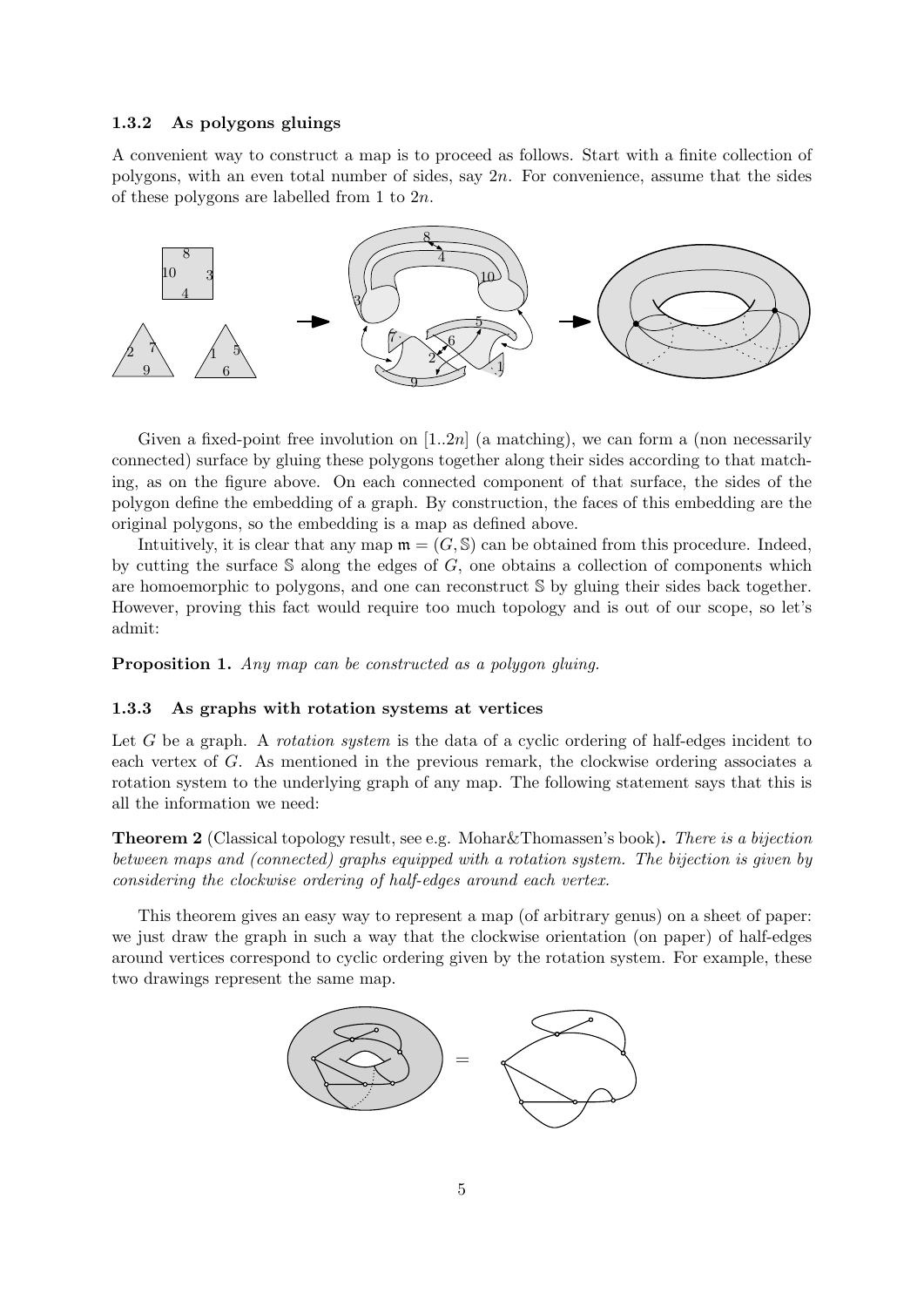### 1.3.2 As polygons gluings

A convenient way to construct a map is to proceed as follows. Start with a finite collection of polygons, with an even total number of sides, say $2n$. For convenience, assume that the sides of these polygons are labelled from 1 to $2n$.

Given a fixed-point free involution on $[1..2n]$ (a matching), we can form a (non necessarily connected) surface by gluing these polygons together along their sides according to that matching, as on the figure above. On each connected component of that surface, the sides of the polygon define the embedding of a graph. By construction, the faces of this embedding are the original polygons, so the embedding is a map as defined above.

Intuitively, it is clear that any map $\mathfrak{m} = (G, \mathbb{S})$ can be obtained from this procedure. Indeed, by cutting the surface $\mathbb{S}$ along the edges of $G$, one obtains a collection of components which are homoemorphic to polygons, and one can reconstruct $\mathbb{S}$ by gluing their sides back together. However, proving this fact would require too much topology and is out of our scope, so let's admit:

**Proposition 1.** *Any map can be constructed as a polygon gluing.*

### 1.3.3 As graphs with rotation systems at vertices

Let $G$ be a graph. A *rotation system* is the data of a cyclic ordering of half-edges incident to each vertex of $G$. As mentioned in the previous remark, the clockwise ordering associates a rotation system to the underlying graph of any map. The following statement says that this is all the information we need:

**Theorem 2** (Classical topology result, see e.g. Mohar&Thomassen's book)**.** *There is a bijection between maps and (connected) graphs equipped with a rotation system. The bijection is given by considering the clockwise ordering of half-edges around each vertex.*

This theorem gives an easy way to represent a map (of arbitrary genus) on a sheet of paper: we just draw the graph in such a way that the clockwise orientation (on paper) of half-edges around vertices correspond to cyclic ordering given by the rotation system. For example, these two drawings represent the same map.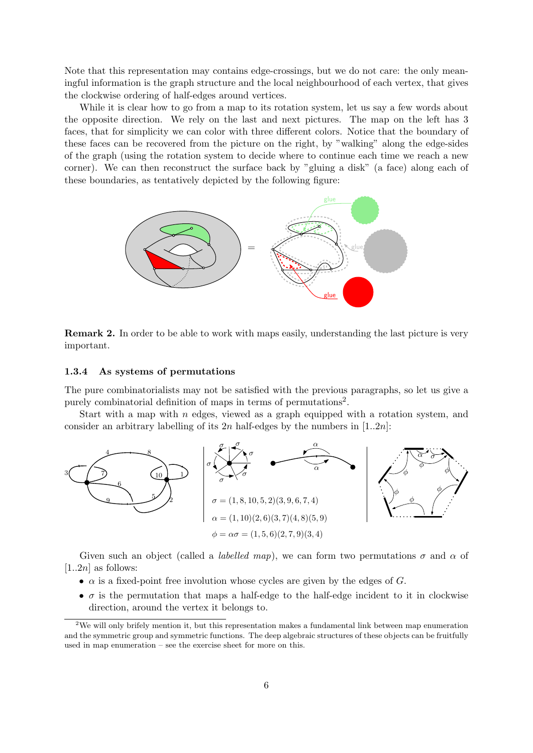Note that this representation may contains edge-crossings, but we do not care: the only meaningful information is the graph structure and the local neighbourhood of each vertex, that gives the clockwise ordering of half-edges around vertices.

While it is clear how to go from a map to its rotation system, let us say a few words about the opposite direction. We rely on the last and next pictures. The map on the left has 3 faces, that for simplicity we can color with three different colors. Notice that the boundary of these faces can be recovered from the picture on the right, by "walking" along the edge-sides of the graph (using the rotation system to decide where to continue each time we reach a new corner). We can then reconstruct the surface back by "gluing a disk" (a face) along each of these boundaries, as tentatively depicted by the following figure:

**Remark 2.** In order to be able to work with maps easily, understanding the last picture is very important.

### 1.3.4 As systems of permutations

The pure combinatorialists may not be satisfied with the previous paragraphs, so let us give a purely combinatorial definition of maps in terms of permutations[2].

Start with a map with $n$ edges, viewed as a graph equipped with a rotation system, and consider an arbitrary labelling of its $2n$ half-edges by the numbers in $[1..2n]$:

$\sigma = (1, 8, 10, 5, 2)(3, 9, 6, 7, 4)$

$\alpha = (1, 10)(2, 6)(3, 7)(4, 8)(5, 9)$

$\phi = \alpha\sigma = (1, 5, 6)(2, 7, 9)(3, 4)$

Given such an object (called a *labelled map*), we can form two permutations $\sigma$ and $\alpha$ of $[1..2n]$ as follows:

- $\alpha$ is a fixed-point free involution whose cycles are given by the edges of $G$.
- $\sigma$ is the permutation that maps a half-edge to the half-edge incident to it in clockwise direction, around the vertex it belongs to.

[2] We will only brifely mention it, but this representation makes a fundamental link between map enumeration and the symmetric group and symmetric functions. The deep algebraic structures of these objects can be fruitfully used in map enumeration – see the exercise sheet for more on this.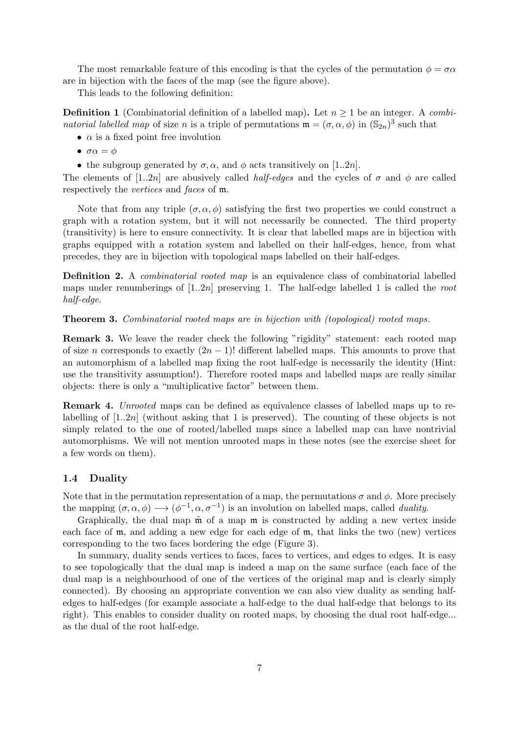The most remarkable feature of this encoding is that the cycles of the permutation $\phi = \sigma\alpha$ are in bijection with the faces of the map (see the figure above).

This leads to the following definition:

**Definition 1** (Combinatorial definition of a labelled map)**.** Let $n \geq 1$ be an integer. A *combinatorial labelled map* of size $n$ is a triple of permutations $\mathfrak{m} = (\sigma, \alpha, \phi)$ in $(\mathbb{S}_{2n})^3$ such that

- $\alpha$ is a fixed point free involution
- $\sigma\alpha = \phi$
- the subgroup generated by $\sigma, \alpha$, and $\phi$ acts transitively on $[1..2n]$.

The elements of $[1..2n]$ are abusively called *half-edges* and the cycles of $\sigma$ and $\phi$ are called respectively the *vertices* and *faces* of $\mathfrak{m}$.

Note that from any triple $(\sigma, \alpha, \phi)$ satisfying the first two properties we could construct a graph with a rotation system, but it will not necessarily be connected. The third property (transitivity) is here to ensure connectivity. It is clear that labelled maps are in bijection with graphs equipped with a rotation system and labelled on their half-edges, hence, from what precedes, they are in bijection with topological maps labelled on their half-edges.

**Definition 2.** A *combinatorial rooted map* is an equivalence class of combinatorial labelled maps under renumberings of $[1..2n]$ preserving 1. The half-edge labelled 1 is called the *root half-edge*.

**Theorem 3.** *Combinatorial rooted maps are in bijection with (topological) rooted maps.*

**Remark 3.** We leave the reader check the following "rigidity" statement: each rooted map of size $n$ corresponds to exactly $(2n-1)!$ different labelled maps. This amounts to prove that an automorphism of a labelled map fixing the root half-edge is necessarily the identity (Hint: use the transitivity assumption!). Therefore rooted maps and labelled maps are really similar objects: there is only a "multiplicative factor" between them.

**Remark 4.** *Unrooted* maps can be defined as equivalence classes of labelled maps up to relabelling of $[1..2n]$ (without asking that 1 is preserved). The counting of these objects is not simply related to the one of rooted/labelled maps since a labelled map can have nontrivial automorphisms. We will not mention unrooted maps in these notes (see the exercise sheet for a few words on them).

### 1.4 Duality

Note that in the permutation representation of a map, the permutations $\sigma$ and $\phi$. More precisely the mapping $(\sigma, \alpha, \phi) \longrightarrow (\phi^{-1}, \alpha, \sigma^{-1})$ is an involution on labelled maps, called *duality*.

Graphically, the dual map $\tilde{\mathfrak{m}}$ of a map $\mathfrak{m}$ is constructed by adding a new vertex inside each face of $\mathfrak{m}$, and adding a new edge for each edge of $\mathfrak{m}$, that links the two (new) vertices corresponding to the two faces bordering the edge (Figure 3).

In summary, duality sends vertices to faces, faces to vertices, and edges to edges. It is easy to see topologically that the dual map is indeed a map on the same surface (each face of the dual map is a neighbourhood of one of the vertices of the original map and is clearly simply connected). By choosing an appropriate convention we can also view duality as sending half-edges to half-edges (for example associate a half-edge to the dual half-edge that belongs to its right). This enables to consider duality on rooted maps, by choosing the dual root half-edge... as the dual of the root half-edge.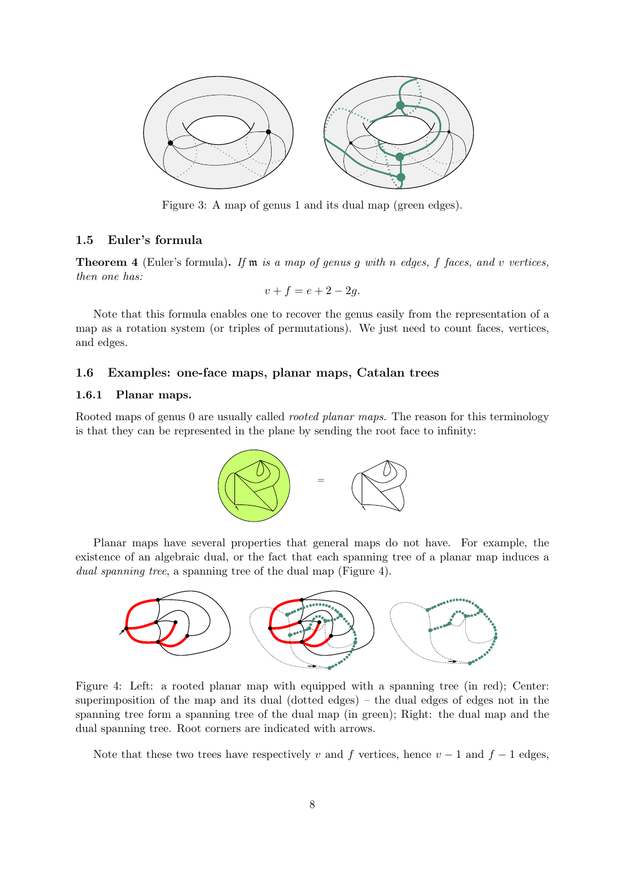Figure 3: A map of genus 1 and its dual map (green edges).

### 1.5 Euler's formula

**Theorem 4** (Euler's formula)**.** *If* $\mathfrak{m}$ *is a map of genus* $g$ *with* $n$ *edges,* $f$ *faces, and* $v$ *vertices, then one has:*

$$v + f = e + 2 - 2g.$$

Note that this formula enables one to recover the genus easily from the representation of a map as a rotation system (or triples of permutations). We just need to count faces, vertices, and edges.

### 1.6 Examples: one-face maps, planar maps, Catalan trees

#### 1.6.1 Planar maps.

Rooted maps of genus 0 are usually called *rooted planar maps*. The reason for this terminology is that they can be represented in the plane by sending the root face to infinity:

Planar maps have several properties that general maps do not have. For example, the existence of an algebraic dual, or the fact that each spanning tree of a planar map induces a *dual spanning tree*, a spanning tree of the dual map (Figure 4).

Figure 4: Left: a rooted planar map with equipped with a spanning tree (in red); Center: superimposition of the map and its dual (dotted edges) – the dual edges of edges not in the spanning tree form a spanning tree of the dual map (in green); Right: the dual map and the dual spanning tree. Root corners are indicated with arrows.

Note that these two trees have respectively $v$ and $f$ vertices, hence $v - 1$ and $f - 1$ edges,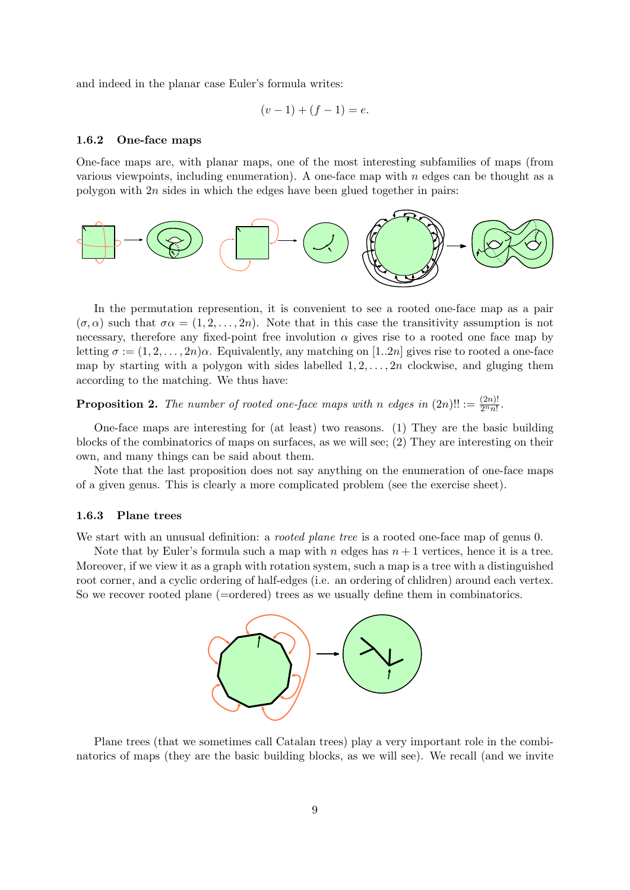and indeed in the planar case Euler's formula writes:

$$(v-1)+(f-1)=e.$$

### 1.6.2 One-face maps

One-face maps are, with planar maps, one of the most interesting subfamilies of maps (from various viewpoints, including enumeration). A one-face map with $n$ edges can be thought as a polygon with $2n$ sides in which the edges have been glued together in pairs:

In the permutation represention, it is convenient to see a rooted one-face map as a pair $(\sigma, \alpha)$ such that $\sigma\alpha = (1, 2, \dots, 2n)$. Note that in this case the transitivity assumption is not necessary, therefore any fixed-point free involution $\alpha$ gives rise to a rooted one face map by letting $\sigma := (1, 2, \dots, 2n)\alpha$. Equivalently, any matching on $[1..2n]$ gives rise to rooted a one-face map by starting with a polygon with sides labelled $1, 2, \dots, 2n$ clockwise, and gluging them according to the matching. We thus have:

**Proposition 2.** *The number of rooted one-face maps with $n$ edges in $(2n)!! := \frac{(2n)!}{2^n n!}$.*

One-face maps are interesting for (at least) two reasons. (1) They are the basic building blocks of the combinatorics of maps on surfaces, as we will see; (2) They are interesting on their own, and many things can be said about them.

Note that the last proposition does not say anything on the enumeration of one-face maps of a given genus. This is clearly a more complicated problem (see the exercise sheet).

### 1.6.3 Plane trees

We start with an unusual definition: a *rooted plane tree* is a rooted one-face map of genus 0.

Note that by Euler's formula such a map with $n$ edges has $n+1$ vertices, hence it is a tree. Moreover, if we view it as a graph with rotation system, such a map is a tree with a distinguished root corner, and a cyclic ordering of half-edges (i.e. an ordering of chlidren) around each vertex. So we recover rooted plane (=ordered) trees as we usually define them in combinatorics.

Plane trees (that we sometimes call Catalan trees) play a very important role in the combinatorics of maps (they are the basic building blocks, as we will see). We recall (and we invite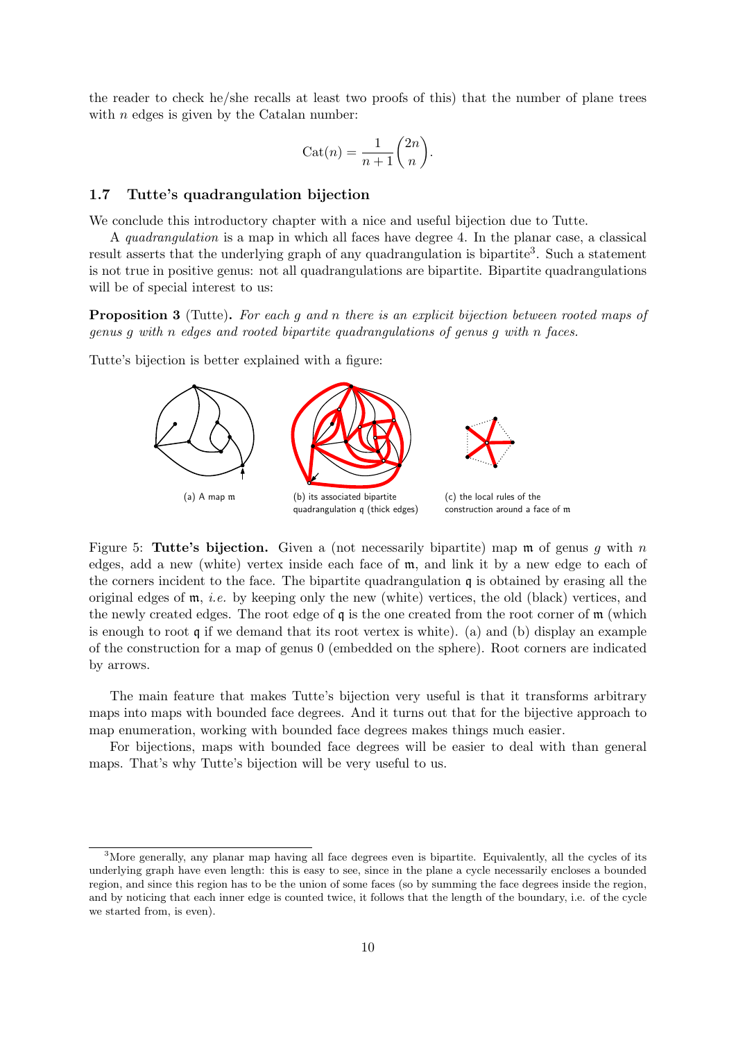the reader to check he/she recalls at least two proofs of this) that the number of plane trees with $n$ edges is given by the Catalan number:

$$\mathrm{Cat}(n) = \frac{1}{n+1}\binom{2n}{n}.$$

### 1.7 Tutte's quadrangulation bijection

We conclude this introductory chapter with a nice and useful bijection due to Tutte.

A *quadrangulation* is a map in which all faces have degree 4. In the planar case, a classical result asserts that the underlying graph of any quadrangulation is bipartite[3]. Such a statement is not true in positive genus: not all quadrangulations are bipartite. Bipartite quadrangulations will be of special interest to us:

**Proposition 3** (Tutte)**.** *For each $g$ and $n$ there is an explicit bijection between rooted maps of genus $g$ with $n$ edges and rooted bipartite quadrangulations of genus $g$ with $n$ faces.*

Tutte's bijection is better explained with a figure:

(a) A map $\mathfrak{m}$

(b) its associated bipartite quadrangulation $\mathfrak{q}$ (thick edges)

(c) the local rules of the construction around a face of $\mathfrak{m}$

Figure 5: **Tutte's bijection.** Given a (not necessarily bipartite) map $\mathfrak{m}$ of genus $g$ with $n$ edges, add a new (white) vertex inside each face of $\mathfrak{m}$, and link it by a new edge to each of the corners incident to the face. The bipartite quadrangulation $\mathfrak{q}$ is obtained by erasing all the original edges of $\mathfrak{m}$, *i.e.* by keeping only the new (white) vertices, the old (black) vertices, and the newly created edges. The root edge of $\mathfrak{q}$ is the one created from the root corner of $\mathfrak{m}$ (which is enough to root $\mathfrak{q}$ if we demand that its root vertex is white). (a) and (b) display an example of the construction for a map of genus 0 (embedded on the sphere). Root corners are indicated by arrows.

The main feature that makes Tutte's bijection very useful is that it transforms arbitrary maps into maps with bounded face degrees. And it turns out that for the bijective approach to map enumeration, working with bounded face degrees makes things much easier.

For bijections, maps with bounded face degrees will be easier to deal with than general maps. That's why Tutte's bijection will be very useful to us.

[3]More generally, any planar map having all face degrees even is bipartite. Equivalently, all the cycles of its underlying graph have even length: this is easy to see, since in the plane a cycle necessarily encloses a bounded region, and since this region has to be the union of some faces (so by summing the face degrees inside the region, and by noticing that each inner edge is counted twice, it follows that the length of the boundary, i.e. of the cycle we started from, is even).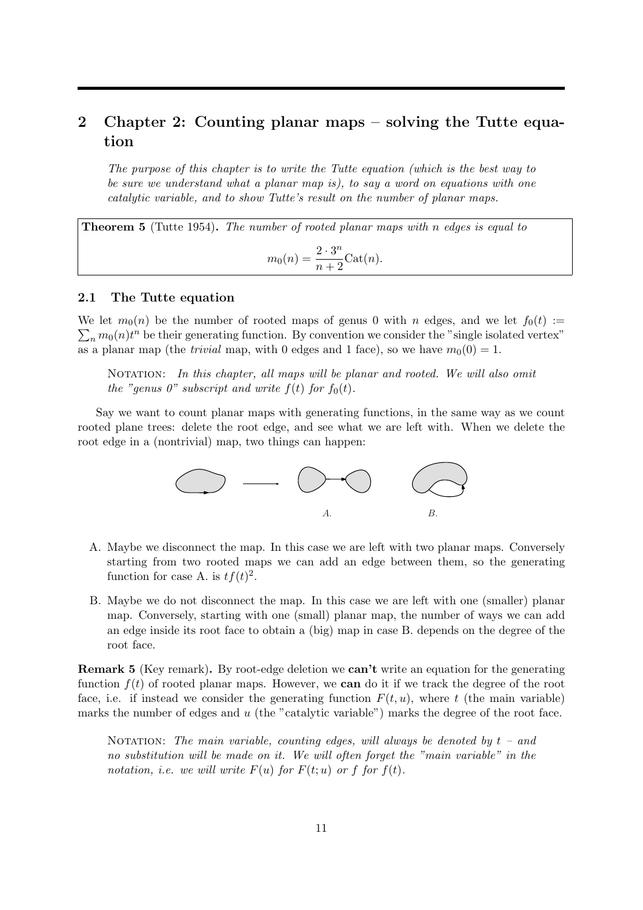## 2 Chapter 2: Counting planar maps – solving the Tutte equation

*The purpose of this chapter is to write the Tutte equation (which is the best way to be sure we understand what a planar map is), to say a word on equations with one catalytic variable, and to show Tutte's result on the number of planar maps.*

**Theorem 5** (Tutte 1954)**.** *The number of rooted planar maps with n edges is equal to*

$$m_0(n) = \frac{2 \cdot 3^n}{n+2} \mathrm{Cat}(n).$$

### 2.1 The Tutte equation

We let $m_0(n)$ be the number of rooted maps of genus 0 with $n$ edges, and we let $f_0(t) := \sum_n m_0(n) t^n$ be their generating function. By convention we consider the "single isolated vertex" as a planar map (the *trivial* map, with 0 edges and 1 face), so we have $m_0(0) = 1$.

NOTATION: *In this chapter, all maps will be planar and rooted. We will also omit the "genus 0" subscript and write $f(t)$ for $f_0(t)$.*

Say we want to count planar maps with generating functions, in the same way as we count rooted plane trees: delete the root edge, and see what we are left with. When we delete the root edge in a (nontrivial) map, two things can happen:

A. &emsp;&emsp;&emsp; B.

A. Maybe we disconnect the map. In this case we are left with two planar maps. Conversely starting from two rooted maps we can add an edge between them, so the generating function for case A. is $tf(t)^2$.

B. Maybe we do not disconnect the map. In this case we are left with one (smaller) planar map. Conversely, starting with one (small) planar map, the number of ways we can add an edge inside its root face to obtain a (big) map in case B. depends on the degree of the root face.

**Remark 5** (Key remark)**.** By root-edge deletion we **can't** write an equation for the generating function $f(t)$ of rooted planar maps. However, we **can** do it if we track the degree of the root face, i.e. if instead we consider the generating function $F(t, u)$, where $t$ (the main variable) marks the number of edges and $u$ (the "catalytic variable") marks the degree of the root face.

NOTATION: *The main variable, counting edges, will always be denoted by $t$ – and no substitution will be made on it. We will often forget the "main variable" in the notation, i.e. we will write $F(u)$ for $F(t; u)$ or $f$ for $f(t)$.*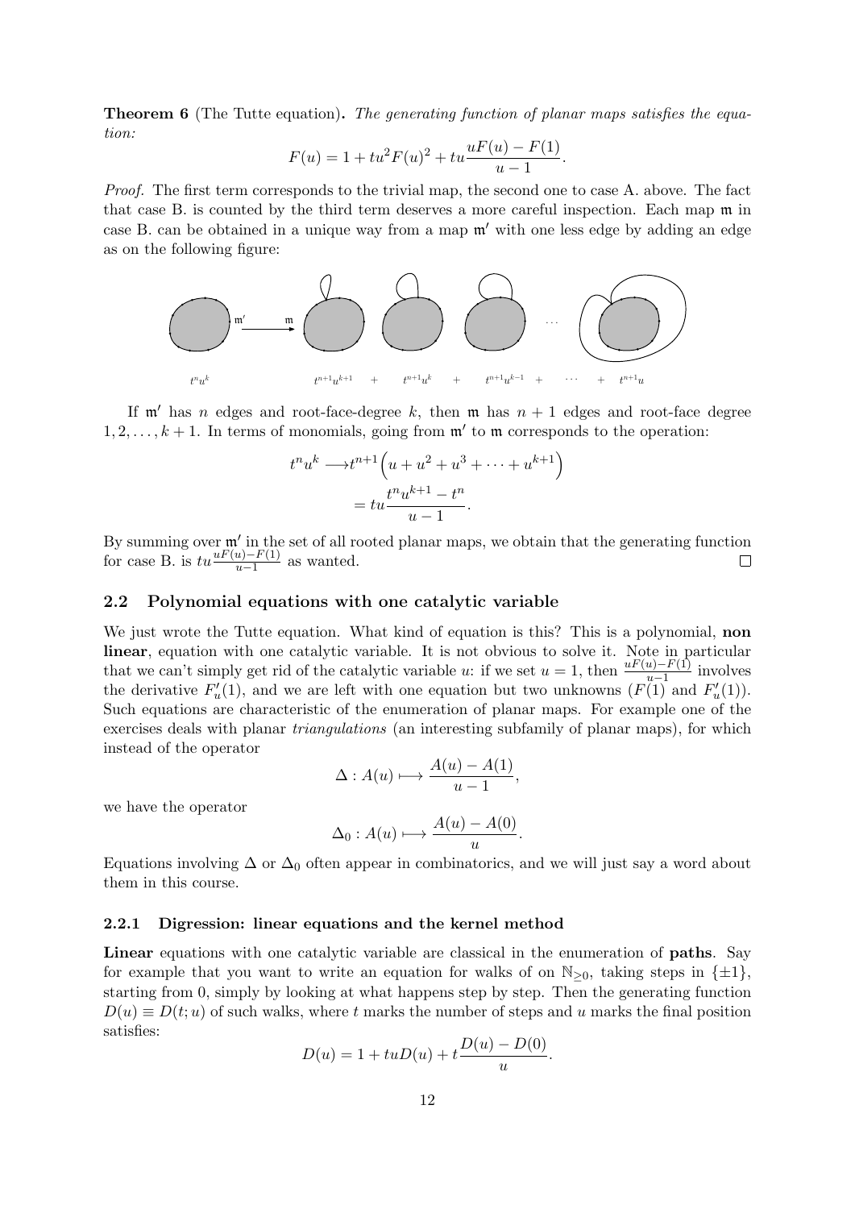**Theorem 6** (The Tutte equation)**.** *The generating function of planar maps satisfies the equation:*

$$F(u) = 1 + tu^2F(u)^2 + tu\frac{uF(u) - F(1)}{u-1}.$$

*Proof.* The first term corresponds to the trivial map, the second one to case A. above. The fact that case B. is counted by the third term deserves a more careful inspection. Each map $\mathfrak{m}$ in case B. can be obtained in a unique way from a map $\mathfrak{m}'$ with one less edge by adding an edge as on the following figure:

$t^nu^k$ $\quad$ $t^{n+1}u^{k+1}$ + $t^{n+1}u^k$ + $t^{n+1}u^{k-1}$ + $\cdots$ + $t^{n+1}u$

If $\mathfrak{m}'$ has $n$ edges and root-face-degree $k$, then $\mathfrak{m}$ has $n+1$ edges and root-face degree $1, 2, \dots, k+1$. In terms of monomials, going from $\mathfrak{m}'$ to $\mathfrak{m}$ corresponds to the operation:

$$\begin{aligned} t^nu^k \longrightarrow & t^{n+1}\Big(u + u^2 + u^3 + \cdots + u^{k+1}\Big) \\ &= tu\frac{t^nu^{k+1} - t^n}{u-1}. \end{aligned}$$

By summing over $\mathfrak{m}'$ in the set of all rooted planar maps, we obtain that the generating function for case B. is $tu\frac{uF(u)-F(1)}{u-1}$ as wanted. $\square$

### 2.2 Polynomial equations with one catalytic variable

We just wrote the Tutte equation. What kind of equation is this? This is a polynomial, **non linear**, equation with one catalytic variable. It is not obvious to solve it. Note in particular that we can't simply get rid of the catalytic variable $u$: if we set $u = 1$, then $\frac{uF(u)-F(1)}{u-1}$ involves the derivative $F'_u(1)$, and we are left with one equation but two unknowns ($F(1)$ and $F'_u(1)$). Such equations are characteristic of the enumeration of planar maps. For example one of the exercises deals with planar *triangulations* (an interesting subfamily of planar maps), for which instead of the operator

$$\Delta : A(u) \longmapsto \frac{A(u) - A(1)}{u-1},$$

we have the operator

$$\Delta_0 : A(u) \longmapsto \frac{A(u) - A(0)}{u}.$$

Equations involving $\Delta$ or $\Delta_0$ often appear in combinatorics, and we will just say a word about them in this course.

#### 2.2.1 Digression: linear equations and the kernel method

**Linear** equations with one catalytic variable are classical in the enumeration of **paths**. Say for example that you want to write an equation for walks of on $\mathbb{N}_{\geq 0}$, taking steps in $\{\pm 1\}$, starting from 0, simply by looking at what happens step by step. Then the generating function $D(u) \equiv D(t; u)$ of such walks, where $t$ marks the number of steps and $u$ marks the final position satisfies:

$$D(u) = 1 + tuD(u) + t\frac{D(u) - D(0)}{u}.$$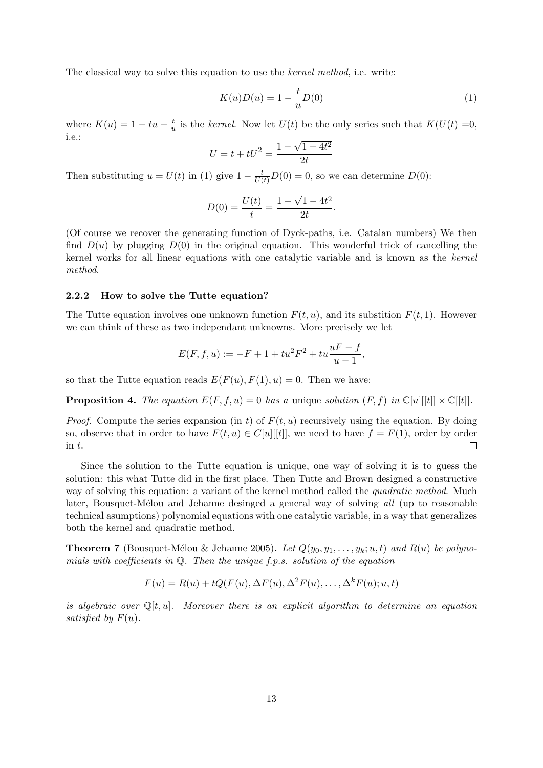The classical way to solve this equation to use the *kernel method*, i.e. write:

$$K(u)D(u) = 1 - \frac{t}{u}D(0) \tag{1}$$

where $K(u) = 1 - tu - \frac{t}{u}$ is the *kernel*. Now let $U(t)$ be the only series such that $K(U(t) = 0$, i.e.:

$$U = t + tU^2 = \frac{1 - \sqrt{1 - 4t^2}}{2t}$$

Then substituting $u = U(t)$ in (1) give $1 - \frac{t}{U(t)}D(0) = 0$, so we can determine $D(0)$:

$$D(0) = \frac{U(t)}{t} = \frac{1 - \sqrt{1 - 4t^2}}{2t}.$$

(Of course we recover the generating function of Dyck-paths, i.e. Catalan numbers) We then find $D(u)$ by plugging $D(0)$ in the original equation. This wonderful trick of cancelling the kernel works for all linear equations with one catalytic variable and is known as the *kernel method*.

### 2.2.2 How to solve the Tutte equation?

The Tutte equation involves one unknown function $F(t, u)$, and its substition $F(t, 1)$. However we can think of these as two independant unknowns. More precisely we let

$$E(F, f, u) := -F + 1 + tu^2F^2 + tu\frac{uF - f}{u - 1},$$

so that the Tutte equation reads $E(F(u), F(1), u) = 0$. Then we have:

**Proposition 4.** *The equation $E(F, f, u) = 0$ has a* unique *solution $(F, f)$ in $\mathbb{C}[u][[t]] \times \mathbb{C}[[t]]$.*

*Proof.* Compute the series expansion (in $t$) of $F(t, u)$ recursively using the equation. By doing so, observe that in order to have $F(t, u) \in C[u][[t]]$, we need to have $f = F(1)$, order by order in $t$. ∎

Since the solution to the Tutte equation is unique, one way of solving it is to guess the solution: this what Tutte did in the first place. Then Tutte and Brown designed a constructive way of solving this equation: a variant of the kernel method called the *quadratic method*. Much later, Bousquet-Mélou and Jehanne desinged a general way of solving *all* (up to reasonable technical asumptions) polynomial equations with one catalytic variable, in a way that generalizes both the kernel and quadratic method.

**Theorem 7** (Bousquet-Mélou & Jehanne 2005)**.** *Let $Q(y_0, y_1, \ldots, y_k; u, t)$ and $R(u)$ be polynomials with coefficients in $\mathbb{Q}$. Then the unique f.p.s. solution of the equation*

$$F(u) = R(u) + tQ(F(u), \Delta F(u), \Delta^2 F(u), \ldots, \Delta^k F(u); u, t)$$

*is algebraic over $\mathbb{Q}[t, u]$. Moreover there is an explicit algorithm to determine an equation satisfied by $F(u)$.*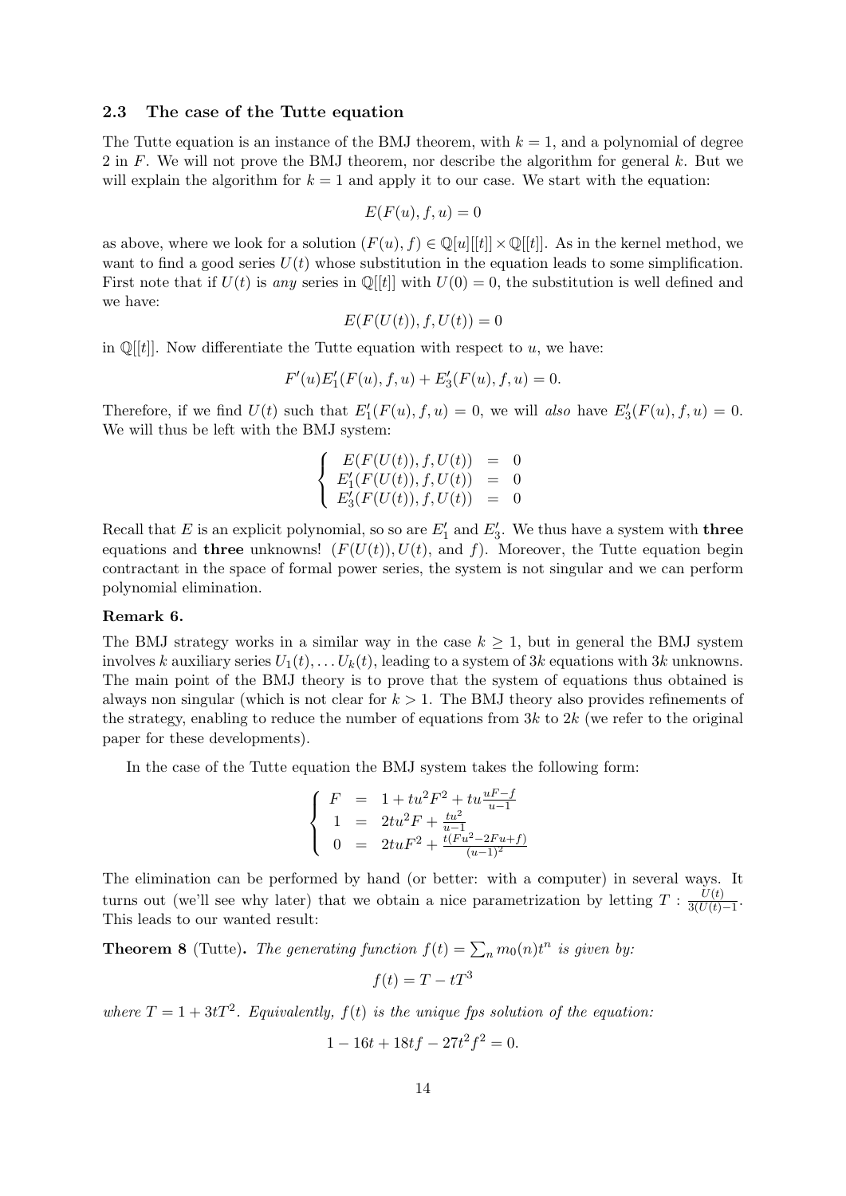### 2.3 The case of the Tutte equation

The Tutte equation is an instance of the BMJ theorem, with $k = 1$, and a polynomial of degree 2 in $F$. We will not prove the BMJ theorem, nor describe the algorithm for general $k$. But we will explain the algorithm for $k = 1$ and apply it to our case. We start with the equation:

$$E(F(u), f, u) = 0$$

as above, where we look for a solution $(F(u), f) \in \mathbb{Q}[u][[t]] \times \mathbb{Q}[[t]]$. As in the kernel method, we want to find a good series $U(t)$ whose substitution in the equation leads to some simplification. First note that if $U(t)$ is *any* series in $\mathbb{Q}[[t]]$ with $U(0) = 0$, the substitution is well defined and we have:

$$E(F(U(t)), f, U(t)) = 0$$

in $\mathbb{Q}[[t]]$. Now differentiate the Tutte equation with respect to $u$, we have:

$$F'(u)E_1'(F(u), f, u) + E_3'(F(u), f, u) = 0.$$

Therefore, if we find $U(t)$ such that $E_1'(F(u), f, u) = 0$, we will *also* have $E_3'(F(u), f, u) = 0$. We will thus be left with the BMJ system:

$$\begin{cases} E(F(U(t)), f, U(t)) &= 0 \\ E_1'(F(U(t)), f, U(t)) &= 0 \\ E_3'(F(U(t)), f, U(t)) &= 0 \end{cases}$$

Recall that $E$ is an explicit polynomial, so so are $E_1'$ and $E_3'$. We thus have a system with **three** equations and **three** unknowns! ($F(U(t)), U(t)$, and $f$). Moreover, the Tutte equation begin contractant in the space of formal power series, the system is not singular and we can perform polynomial elimination.

**Remark 6.**

The BMJ strategy works in a similar way in the case $k \geq 1$, but in general the BMJ system involves $k$ auxiliary series $U_1(t), \dots U_k(t)$, leading to a system of $3k$ equations with $3k$ unknowns. The main point of the BMJ theory is to prove that the system of equations thus obtained is always non singular (which is not clear for $k > 1$. The BMJ theory also provides refinements of the strategy, enabling to reduce the number of equations from $3k$ to $2k$ (we refer to the original paper for these developments).

In the case of the Tutte equation the BMJ system takes the following form:

$$\begin{cases} F &= 1 + tu^2F^2 + tu\frac{uF-f}{u-1} \\ 1 &= 2tu^2F + \frac{tu^2}{u-1} \\ 0 &= 2tuF^2 + \frac{t(Fu^2-2Fu+f)}{(u-1)^2} \end{cases}$$

The elimination can be performed by hand (or better: with a computer) in several ways. It turns out (we'll see why later) that we obtain a nice parametrization by letting $T : \frac{U(t)}{3(U(t)-1}$. This leads to our wanted result:

**Theorem 8** (Tutte)**.** *The generating function $f(t) = \sum_n m_0(n)t^n$ is given by:*

$$f(t) = T - tT^3$$

*where $T = 1 + 3tT^2$. Equivalently, $f(t)$ is the unique fps solution of the equation:*

$$1 - 16t + 18tf - 27t^2f^2 = 0.$$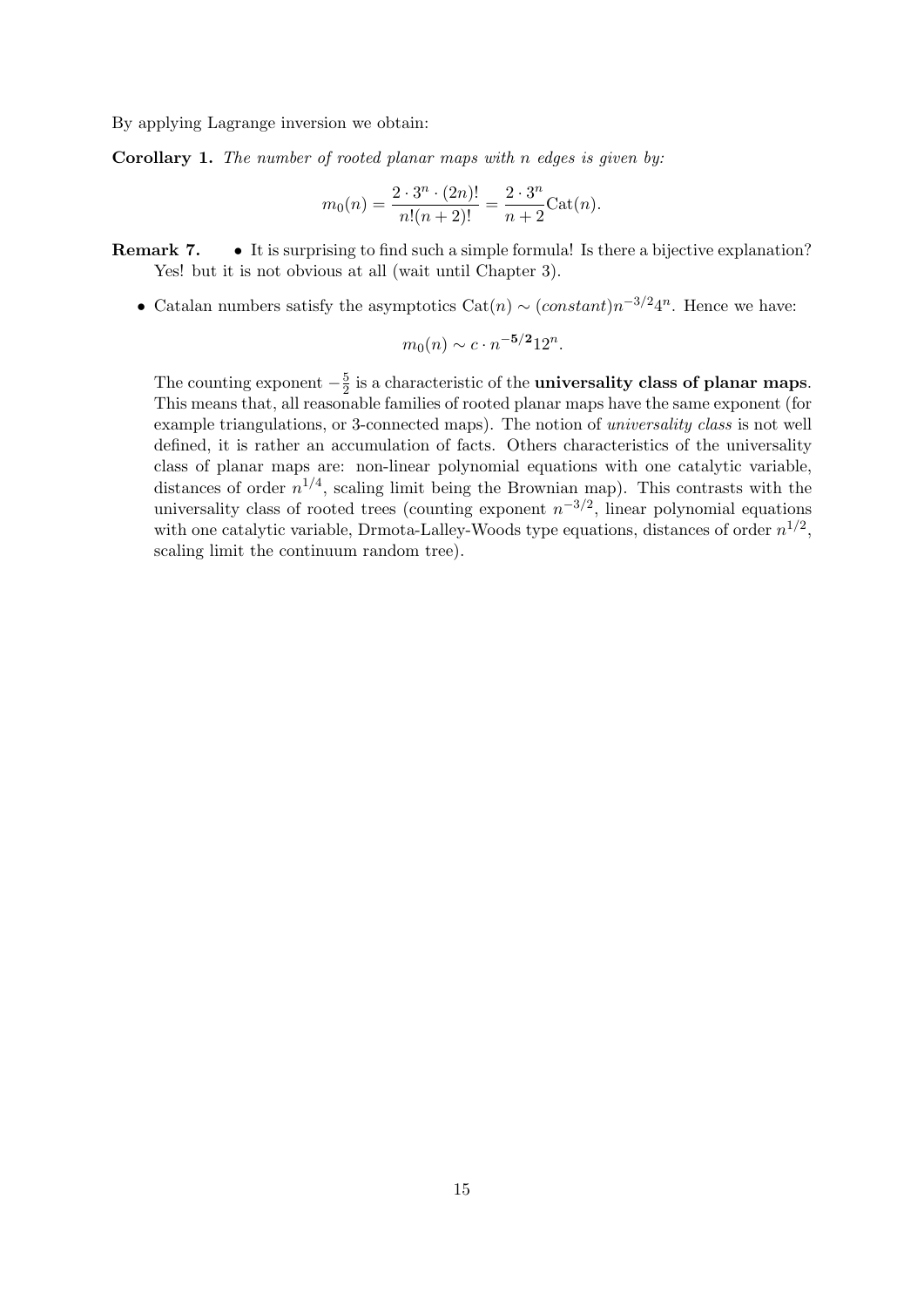By applying Lagrange inversion we obtain:

**Corollary 1.** *The number of rooted planar maps with n edges is given by:*

$$m_0(n) = \frac{2 \cdot 3^n \cdot (2n)!}{n!(n+2)!} = \frac{2 \cdot 3^n}{n+2}\mathrm{Cat}(n).$$

**Remark 7.**

- It is surprising to find such a simple formula! Is there a bijective explanation? Yes! but it is not obvious at all (wait until Chapter 3).
- Catalan numbers satisfy the asymptotics $\mathrm{Cat}(n) \sim (constant) n^{-3/2} 4^n$. Hence we have:

  $$m_0(n) \sim c \cdot n^{\mathbf{-5/2}} 12^n.$$

  The counting exponent $-\frac{5}{2}$ is a characteristic of the **universality class of planar maps**. This means that, all reasonable families of rooted planar maps have the same exponent (for example triangulations, or 3-connected maps). The notion of *universality class* is not well defined, it is rather an accumulation of facts. Others characteristics of the universality class of planar maps are: non-linear polynomial equations with one catalytic variable, distances of order $n^{1/4}$, scaling limit being the Brownian map). This contrasts with the universality class of rooted trees (counting exponent $n^{-3/2}$, linear polynomial equations with one catalytic variable, Drmota-Lalley-Woods type equations, distances of order $n^{1/2}$, scaling limit the continuum random tree).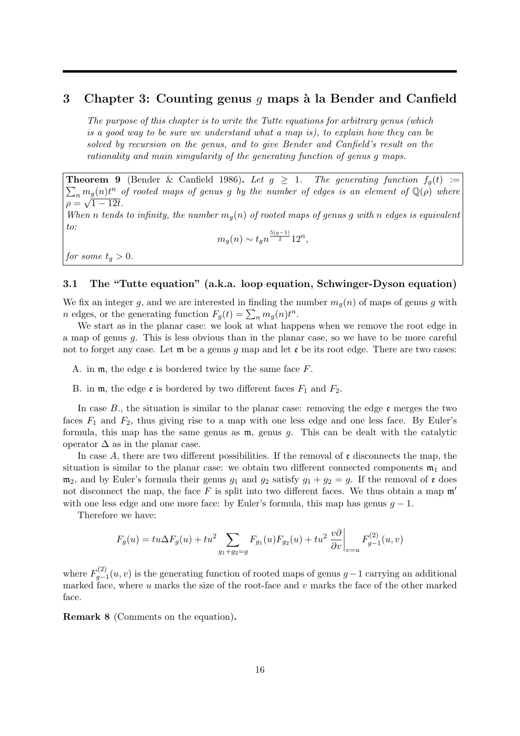# 3 Chapter 3: Counting genus $g$ maps à la Bender and Canfield

*The purpose of this chapter is to write the Tutte equations for arbitrary genus (which is a good way to be sure we understand what a map is), to explain how they can be solved by recursion on the genus, and to give Bender and Canfield's result on the rationality and main simgularity of the generating function of genus g maps.*

**Theorem 9** (Bender & Canfield 1986)**.** *Let $g \geq 1$. The generating function $f_g(t) := \sum_n m_g(n)t^n$ of rooted maps of genus g by the number of edges is an element of $\mathbb{Q}(\rho)$ where $\rho = \sqrt{1-12t}$.*
*When n tends to infinity, the number $m_g(n)$ of rooted maps of genus g with n edges is equivalent to:*

$$m_g(n) \sim t_g n^{\frac{5(g-1)}{2}} 12^n,$$

*for some $t_g > 0$.*

## 3.1 The "Tutte equation" (a.k.a. loop equation, Schwinger-Dyson equation)

We fix an integer $g$, and we are interested in finding the number $m_g(n)$ of maps of genus $g$ with $n$ edges, or the generating function $F_g(t) = \sum_n m_g(n)t^n$.

We start as in the planar case: we look at what happens when we remove the root edge in a map of genus $g$. This is less obvious than in the planar case, so we have to be more careful not to forget any case. Let $\mathfrak{m}$ be a genus $g$ map and let $\mathfrak{e}$ be its root edge. There are two cases:

A. in $\mathfrak{m}$, the edge $\mathfrak{e}$ is bordered twice by the same face $F$.

B. in $\mathfrak{m}$, the edge $\mathfrak{e}$ is bordered by two different faces $F_1$ and $F_2$.

In case $B.$, the situation is similar to the planar case: removing the edge $\mathfrak{e}$ merges the two faces $F_1$ and $F_2$, thus giving rise to a map with one less edge and one less face. By Euler's formula, this map has the same genus as $\mathfrak{m}$, genus $g$. This can be dealt with the catalytic operator $\Delta$ as in the planar case.

In case $A$, there are two different possibilities. If the removal of $\mathfrak{e}$ disconnects the map, the situation is similar to the planar case: we obtain two different connected components $\mathfrak{m}_1$ and $\mathfrak{m}_2$, and by Euler's formula their genus $g_1$ and $g_2$ satisfy $g_1 + g_2 = g$. If the removal of $\mathfrak{e}$ does not disconnect the map, the face $F$ is split into two different faces. We thus obtain a map $\mathfrak{m}'$ with one less edge and one more face: by Euler's formula, this map has genus $g - 1$.

Therefore we have:

$$F_g(u) = tu\Delta F_g(u) + tu^2 \sum_{g_1+g_2=g} F_{g_1}(u)F_{g_2}(u) + tu^2 \left.\frac{v\partial}{\partial v}\right|_{v=u} F^{(2)}_{g-1}(u,v)$$

where $F^{(2)}_{g-1}(u,v)$ is the generating function of rooted maps of genus $g-1$ carrying an additional marked face, where $u$ marks the size of the root-face and $v$ marks the face of the other marked face.

**Remark 8** (Comments on the equation)**.**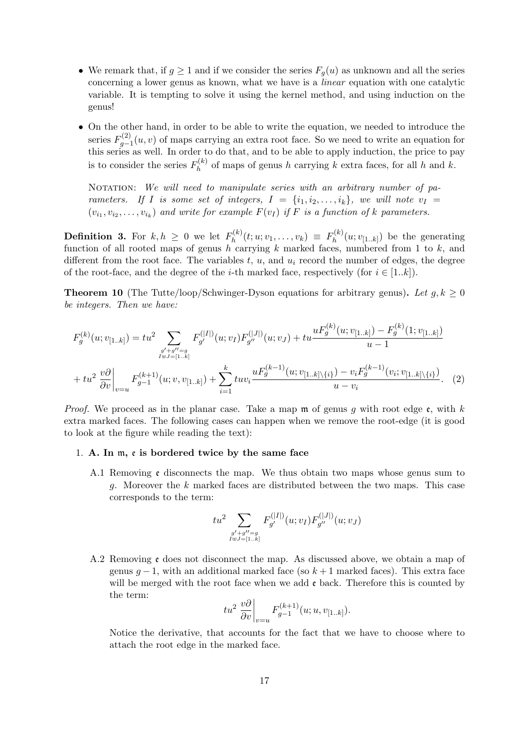- We remark that, if $g \geq 1$ and if we consider the series $F_g(u)$ as unknown and all the series concerning a lower genus as known, what we have is a *linear* equation with one catalytic variable. It is tempting to solve it using the kernel method, and using induction on the genus!

- On the other hand, in order to be able to write the equation, we needed to introduce the series $F^{(2)}_{g-1}(u,v)$ of maps carrying an extra root face. So we need to write an equation for this series as well. In order to do that, and to be able to apply induction, the price to pay is to consider the series $F^{(k)}_h$ of maps of genus $h$ carrying $k$ extra faces, for all $h$ and $k$.

Notation: *We will need to manipulate series with an arbitrary number of parameters. If $I$ is some set of integers, $I = \{i_1, i_2, \dots, i_k\}$, we will note $v_I = (v_{i_1}, v_{i_2}, \dots, v_{i_k})$ and write for example $F(v_I)$ if $F$ is a function of $k$ parameters.*

**Definition 3.** For $k, h \geq 0$ we let $F^{(k)}_h(t; u; v_1, \dots, v_k) \equiv F^{(k)}_h(u; v_{[1..k]})$ be the generating function of all rooted maps of genus $h$ carrying $k$ marked faces, numbered from 1 to $k$, and different from the root face. The variables $t$, $u$, and $u_i$ record the number of edges, the degree of the root-face, and the degree of the $i$-th marked face, respectively (for $i \in [1..k]$).

**Theorem 10** (The Tutte/loop/Schwinger-Dyson equations for arbitrary genus)**.** *Let $g, k \geq 0$ be integers. Then we have:*

$$F^{(k)}_g(u; v_{[1..k]}) = tu^2 \sum_{\substack{g'+g''=g \\ I \uplus J = [1..k]}} F^{(|I|)}_{g'}(u; v_I) F^{(|J|)}_{g''}(u; v_J) + tu \frac{u F^{(k)}_g(u; v_{[1..k]}) - F^{(k)}_g(1; v_{[1..k]})}{u-1}$$

$$+ tu^2 \left.\frac{v\partial}{\partial v}\right|_{v=u} F^{(k+1)}_{g-1}(u; v, v_{[1..k]}) + \sum_{i=1}^{k} tuv_i \frac{u F^{(k-1)}_g(u; v_{[1..k]\setminus\{i\}}) - v_i F^{(k-1)}_g(v_i; v_{[1..k]\setminus\{i\}})}{u - v_i}. \quad (2)$$

*Proof.* We proceed as in the planar case. Take a map $\mathfrak{m}$ of genus $g$ with root edge $\mathfrak{e}$, with $k$ extra marked faces. The following cases can happen when we remove the root-edge (it is good to look at the figure while reading the text):

1. **A. In $\mathfrak{m}$, $\mathfrak{e}$ is bordered twice by the same face**

   A.1 Removing $\mathfrak{e}$ disconnects the map. We thus obtain two maps whose genus sum to $g$. Moreover the $k$ marked faces are distributed between the two maps. This case corresponds to the term:

   $$tu^2 \sum_{\substack{g'+g''=g \\ I \uplus J = [1..k]}} F^{(|I|)}_{g'}(u; v_I) F^{(|J|)}_{g''}(u; v_J)$$

   A.2 Removing $\mathfrak{e}$ does not disconnect the map. As discussed above, we obtain a map of genus $g-1$, with an additional marked face (so $k+1$ marked faces). This extra face will be merged with the root face when we add $\mathfrak{e}$ back. Therefore this is counted by the term:

   $$tu^2 \left.\frac{v\partial}{\partial v}\right|_{v=u} F^{(k+1)}_{g-1}(u; u, v_{[1..k]}).$$

   Notice the derivative, that accounts for the fact that we have to choose where to attach the root edge in the marked face.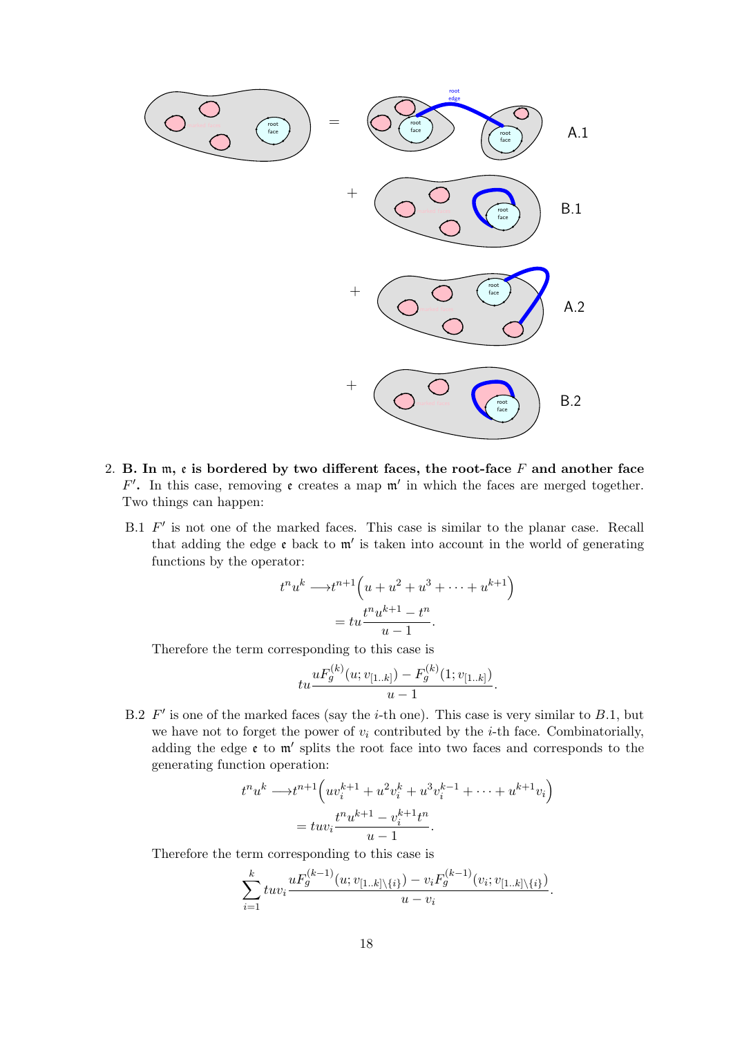2. **B. In $\mathfrak{m}$, $\mathfrak{e}$ is bordered by two different faces, the root-face $F$ and another face $F'$.** In this case, removing $\mathfrak{e}$ creates a map $\mathfrak{m}'$ in which the faces are merged together. Two things can happen:

   B.1 $F'$ is not one of the marked faces. This case is similar to the planar case. Recall that adding the edge $\mathfrak{e}$ back to $\mathfrak{m}'$ is taken into account in the world of generating functions by the operator:

   $$\begin{aligned} t^n u^k \longrightarrow & t^{n+1}\Big(u + u^2 + u^3 + \cdots + u^{k+1}\Big) \\ &= tu\frac{t^n u^{k+1} - t^n}{u-1}. \end{aligned}$$

   Therefore the term corresponding to this case is

   $$tu\frac{uF_g^{(k)}(u; v_{[1..k]}) - F_g^{(k)}(1; v_{[1..k]})}{u-1}.$$

   B.2 $F'$ is one of the marked faces (say the $i$-th one). This case is very similar to $B.1$, but we have not to forget the power of $v_i$ contributed by the $i$-th face. Combinatorially, adding the edge $\mathfrak{e}$ to $\mathfrak{m}'$ splits the root face into two faces and corresponds to the generating function operation:

   $$\begin{aligned} t^n u^k \longrightarrow & t^{n+1}\Big(uv_i^{k+1} + u^2 v_i^k + u^3 v_i^{k-1} + \cdots + u^{k+1} v_i\Big) \\ &= tuv_i\frac{t^n u^{k+1} - v_i^{k+1} t^n}{u-1}. \end{aligned}$$

   Therefore the term corresponding to this case is

   $$\sum_{i=1}^{k} tuv_i \frac{uF_g^{(k-1)}(u; v_{[1..k]\setminus\{i\}}) - v_i F_g^{(k-1)}(v_i; v_{[1..k]\setminus\{i\}})}{u - v_i}.$$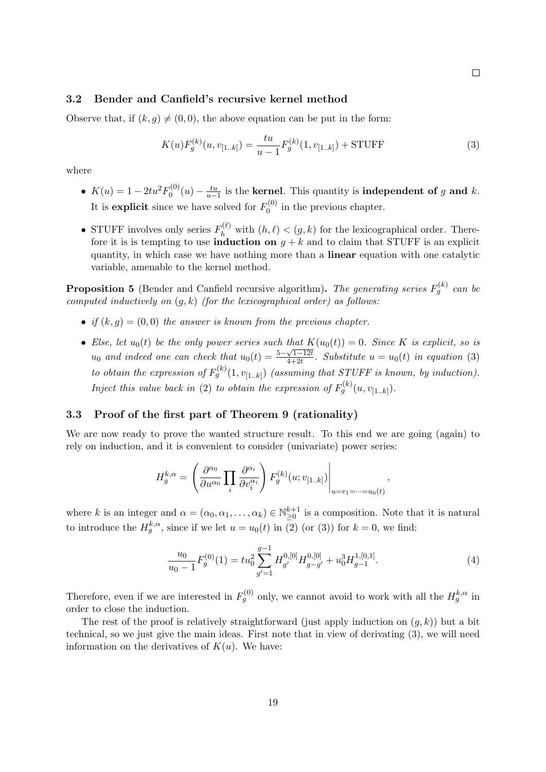□

### 3.2 Bender and Canfield's recursive kernel method

Observe that, if $(k, g) \neq (0, 0)$, the above equation can be put in the form:

$$K(u)F_g^{(k)}(u, v_{[1..k]}) = \frac{tu}{u-1}F_g^{(k)}(1, v_{[1..k]}) + \text{STUFF} \tag{3}$$

where

- $K(u) = 1 - 2tu^2 F_0^{(0)}(u) - \frac{tu}{u-1}$ is the **kernel**. This quantity is **independent of** $g$ **and** $k$. It is **explicit** since we have solved for $F_0^{(0)}$ in the previous chapter.
- STUFF involves only series $F_h^{(\ell)}$ with $(h, \ell) < (g, k)$ for the lexicographical order. Therefore it is is tempting to use **induction on** $g + k$ and to claim that STUFF is an explicit quantity, in which case we have nothing more than a **linear** equation with one catalytic variable, amenable to the kernel method.

**Proposition 5** (Bender and Canfield recursive algorithm)**.** *The generating series $F_g^{(k)}$ can be computed inductively on $(g, k)$ (for the lexicographical order) as follows:*

- *if $(k, g) = (0, 0)$ the answer is known from the previous chapter.*
- *Else, let $u_0(t)$ be the only power series such that $K(u_0(t)) = 0$. Since $K$ is explicit, so is $u_0$ and indeed one can check that $u_0(t) = \frac{5-\sqrt{1-12t}}{4+2t}$. Substitute $u = u_0(t)$ in equation (3) to obtain the expression of $F_g^{(k)}(1, v_{[1..k]})$ (assuming that STUFF is known, by induction). Inject this value back in (2) to obtain the expression of $F_g^{(k)}(u, v_{[1..k]})$.*

### 3.3 Proof of the first part of Theorem 9 (rationality)

We are now ready to prove the wanted structure result. To this end we are going (again) to rely on induction, and it is convenient to consider (univariate) power series:

$$H_g^{k,\alpha} = \left(\frac{\partial^{\alpha_0}}{\partial u^{\alpha_0}} \prod_i \frac{\partial^{\alpha_i}}{\partial v_i^{\alpha_i}}\right) F_g^{(k)}(u; v_{[1..k]})\Bigg|_{u=v_1=\cdots=u_0(t)},$$

where $k$ is an integer and $\alpha = (\alpha_0, \alpha_1, \ldots, \alpha_k) \in \mathbb{N}_{\geq 0}^{k+1}$ is a composition. Note that it is natural to introduce the $H_g^{k,\alpha}$, since if we let $u = u_0(t)$ in (2) (or (3)) for $k = 0$, we find:

$$\frac{u_0}{u_0 - 1}F_g^{(0)}(1) = tu_0^2 \sum_{g'=1}^{g-1} H_{g'}^{0,[0]} H_{g-g'}^{0,[0]} + u_0^3 H_{g-1}^{1,[0,1]}. \tag{4}$$

Therefore, even if we are interested in $F_g^{(0)}$ only, we cannot avoid to work with all the $H_g^{k,\alpha}$ in order to close the induction.

The rest of the proof is relatively straightforward (just apply induction on $(g, k)$) but a bit technical, so we just give the main ideas. First note that in view of derivating (3), we will need information on the derivatives of $K(u)$. We have: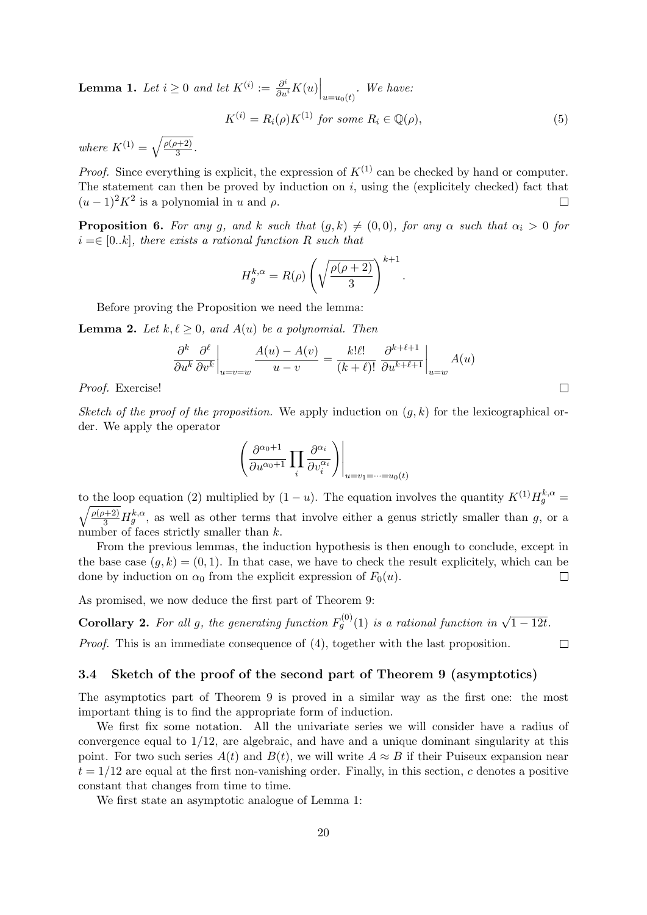**Lemma 1.** *Let $i \geq 0$ and let $K^{(i)} := \frac{\partial^i}{\partial u^i} K(u)\Big|_{u=u_0(t)}$. We have:*

$$K^{(i)} = R_i(\rho) K^{(1)} \text{ for some } R_i \in \mathbb{Q}(\rho), \tag{5}$$

*where $K^{(1)} = \sqrt{\frac{\rho(\rho+2)}{3}}$.*

*Proof.* Since everything is explicit, the expression of $K^{(1)}$ can be checked by hand or computer. The statement can then be proved by induction on $i$, using the (explicitely checked) fact that $(u-1)^2 K^2$ is a polynomial in $u$ and $\rho$. □

**Proposition 6.** *For any $g$, and $k$ such that $(g,k) \neq (0,0)$, for any $\alpha$ such that $\alpha_i > 0$ for $i = \in [0..k]$, there exists a rational function $R$ such that*

$$H_g^{k,\alpha} = R(\rho) \left( \sqrt{\frac{\rho(\rho+2)}{3}} \right)^{k+1}.$$

Before proving the Proposition we need the lemma:

**Lemma 2.** *Let $k, \ell \geq 0$, and $A(u)$ be a polynomial. Then*

$$\frac{\partial^k}{\partial u^k} \frac{\partial^\ell}{\partial v^k} \bigg|_{u=v=w} \frac{A(u) - A(v)}{u - v} = \frac{k!\ell!}{(k+\ell)!} \frac{\partial^{k+\ell+1}}{\partial u^{k+\ell+1}} \bigg|_{u=w} A(u)$$

*Proof.* Exercise! □

*Sketch of the proof of the proposition.* We apply induction on $(g,k)$ for the lexicographical order. We apply the operator

$$\left( \frac{\partial^{\alpha_0+1}}{\partial u^{\alpha_0+1}} \prod_i \frac{\partial^{\alpha_i}}{\partial v_i^{\alpha_i}} \right) \Bigg|_{u=v_1=\cdots=u_0(t)}$$

to the loop equation (2) multiplied by $(1-u)$. The equation involves the quantity $K^{(1)} H_g^{k,\alpha} = \sqrt{\frac{\rho(\rho+2)}{3}} H_g^{k,\alpha}$, as well as other terms that involve either a genus strictly smaller than $g$, or a number of faces strictly smaller than $k$.

From the previous lemmas, the induction hypothesis is then enough to conclude, except in the base case $(g,k) = (0,1)$. In that case, we have to check the result explicitely, which can be done by induction on $\alpha_0$ from the explicit expression of $F_0(u)$. □

As promised, we now deduce the first part of Theorem 9:

**Corollary 2.** *For all $g$, the generating function $F_g^{(0)}(1)$ is a rational function in $\sqrt{1-12t}$.*

*Proof.* This is an immediate consequence of (4), together with the last proposition. □

### 3.4 Sketch of the proof of the second part of Theorem 9 (asymptotics)

The asymptotics part of Theorem 9 is proved in a similar way as the first one: the most important thing is to find the appropriate form of induction.

We first fix some notation. All the univariate series we will consider have a radius of convergence equal to $1/12$, are algebraic, and have and a unique dominant singularity at this point. For two such series $A(t)$ and $B(t)$, we will write $A \approx B$ if their Puiseux expansion near $t = 1/12$ are equal at the first non-vanishing order. Finally, in this section, $c$ denotes a positive constant that changes from time to time.

We first state an asymptotic analogue of Lemma 1: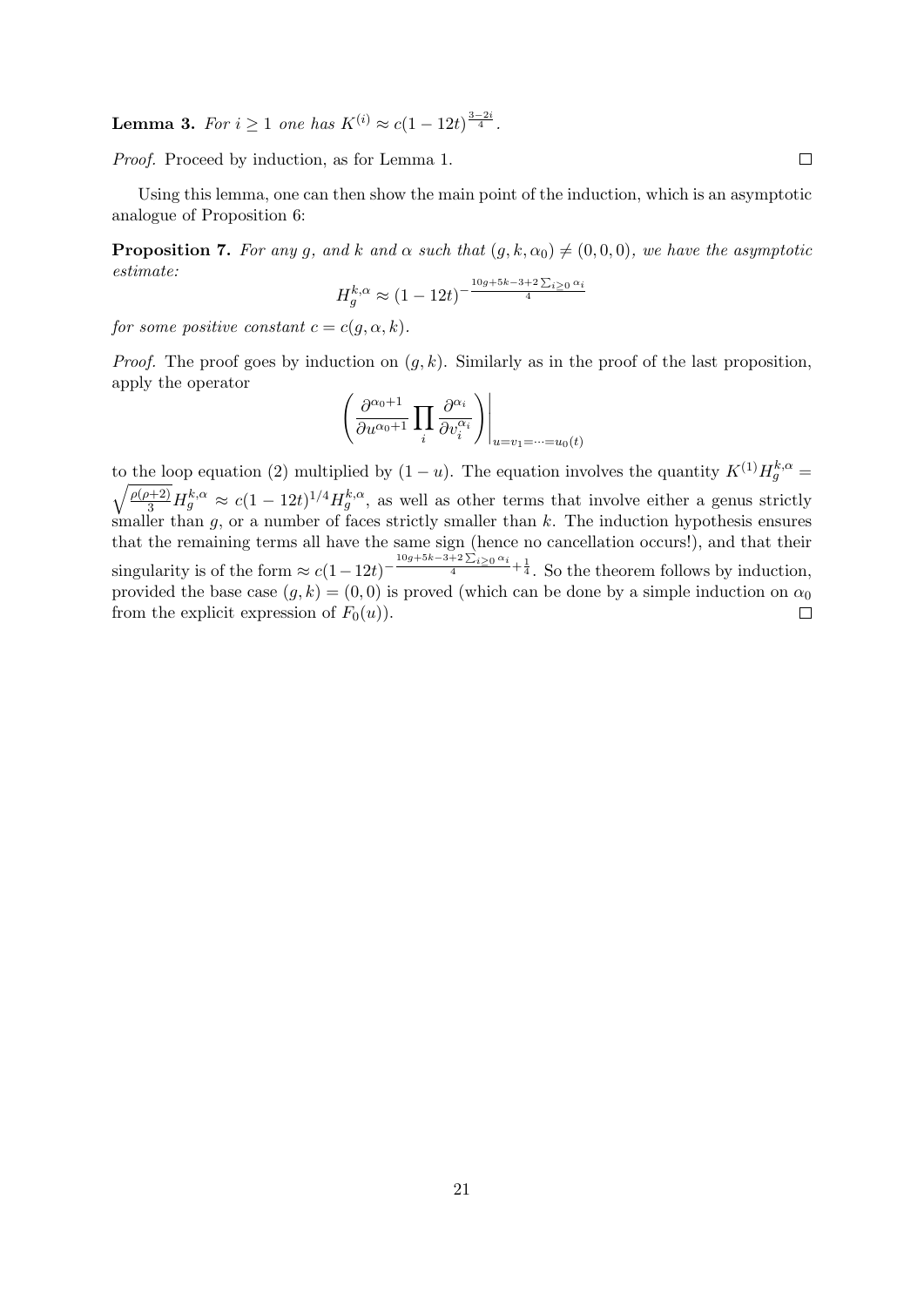**Lemma 3.** *For $i \geq 1$ one has $K^{(i)} \approx c(1-12t)^{\frac{3-2i}{4}}$.*

*Proof.* Proceed by induction, as for Lemma 1. $\square$

Using this lemma, one can then show the main point of the induction, which is an asymptotic analogue of Proposition 6:

**Proposition 7.** *For any $g$, and $k$ and $\alpha$ such that $(g, k, \alpha_0) \neq (0, 0, 0)$, we have the asymptotic estimate:*

$$H_g^{k,\alpha} \approx (1-12t)^{-\frac{10g+5k-3+2\sum_{i\geq 0}\alpha_i}{4}}$$

*for some positive constant $c = c(g, \alpha, k)$.*

*Proof.* The proof goes by induction on $(g, k)$. Similarly as in the proof of the last proposition, apply the operator

$$\left.\left(\frac{\partial^{\alpha_0+1}}{\partial u^{\alpha_0+1}} \prod_i \frac{\partial^{\alpha_i}}{\partial v_i^{\alpha_i}}\right)\right|_{u=v_1=\cdots=u_0(t)}$$

to the loop equation (2) multiplied by $(1-u)$. The equation involves the quantity $K^{(1)}H_g^{k,\alpha} = \sqrt{\frac{\rho(\rho+2)}{3}}H_g^{k,\alpha} \approx c(1-12t)^{1/4}H_g^{k,\alpha}$, as well as other terms that involve either a genus strictly smaller than $g$, or a number of faces strictly smaller than $k$. The induction hypothesis ensures that the remaining terms all have the same sign (hence no cancellation occurs!), and that their singularity is of the form $\approx c(1-12t)^{-\frac{10g+5k-3+2\sum_{i\geq 0}\alpha_i}{4}+\frac{1}{4}}$. So the theorem follows by induction, provided the base case $(g, k) = (0, 0)$ is proved (which can be done by a simple induction on $\alpha_0$ from the explicit expression of $F_0(u)$). $\square$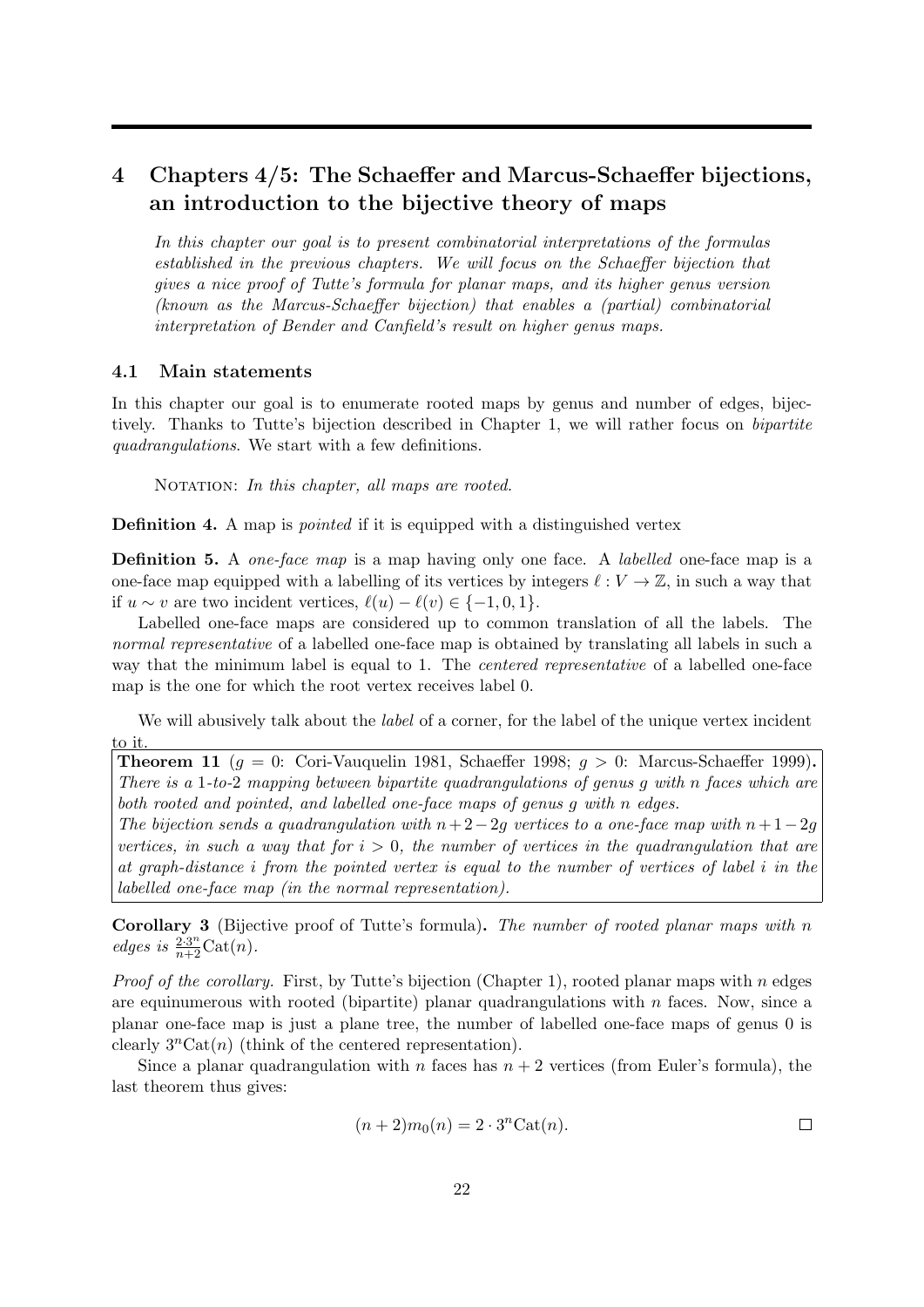# 4 Chapters 4/5: The Schaeffer and Marcus-Schaeffer bijections, an introduction to the bijective theory of maps

*In this chapter our goal is to present combinatorial interpretations of the formulas established in the previous chapters. We will focus on the Schaeffer bijection that gives a nice proof of Tutte's formula for planar maps, and its higher genus version (known as the Marcus-Schaeffer bijection) that enables a (partial) combinatorial interpretation of Bender and Canfield's result on higher genus maps.*

## 4.1 Main statements

In this chapter our goal is to enumerate rooted maps by genus and number of edges, bijectively. Thanks to Tutte's bijection described in Chapter 1, we will rather focus on *bipartite quadrangulations*. We start with a few definitions.

NOTATION: *In this chapter, all maps are rooted.*

**Definition 4.** A map is *pointed* if it is equipped with a distinguished vertex

**Definition 5.** A *one-face map* is a map having only one face. A *labelled* one-face map is a one-face map equipped with a labelling of its vertices by integers $\ell : V \to \mathbb{Z}$, in such a way that if $u \sim v$ are two incident vertices, $\ell(u) - \ell(v) \in \{-1, 0, 1\}$.

Labelled one-face maps are considered up to common translation of all the labels. The *normal representative* of a labelled one-face map is obtained by translating all labels in such a way that the minimum label is equal to 1. The *centered representative* of a labelled one-face map is the one for which the root vertex receives label 0.

We will abusively talk about the *label* of a corner, for the label of the unique vertex incident to it.

**Theorem 11** ($g = 0$: Cori-Vauquelin 1981, Schaeffer 1998; $g > 0$: Marcus-Schaeffer 1999)**.** *There is a 1-to-2 mapping between bipartite quadrangulations of genus $g$ with $n$ faces which are both rooted and pointed, and labelled one-face maps of genus $g$ with $n$ edges.*

*The bijection sends a quadrangulation with $n+2-2g$ vertices to a one-face map with $n+1-2g$ vertices, in such a way that for $i > 0$, the number of vertices in the quadrangulation that are at graph-distance $i$ from the pointed vertex is equal to the number of vertices of label $i$ in the labelled one-face map (in the normal representation).*

**Corollary 3** (Bijective proof of Tutte's formula)**.** *The number of rooted planar maps with $n$ edges is $\frac{2 \cdot 3^n}{n+2}\mathrm{Cat}(n)$.*

*Proof of the corollary.* First, by Tutte's bijection (Chapter 1), rooted planar maps with $n$ edges are equinumerous with rooted (bipartite) planar quadrangulations with $n$ faces. Now, since a planar one-face map is just a plane tree, the number of labelled one-face maps of genus 0 is clearly $3^n\mathrm{Cat}(n)$ (think of the centered representation).

Since a planar quadrangulation with $n$ faces has $n+2$ vertices (from Euler's formula), the last theorem thus gives:

$$(n+2)m_0(n) = 2 \cdot 3^n\mathrm{Cat}(n).$$

□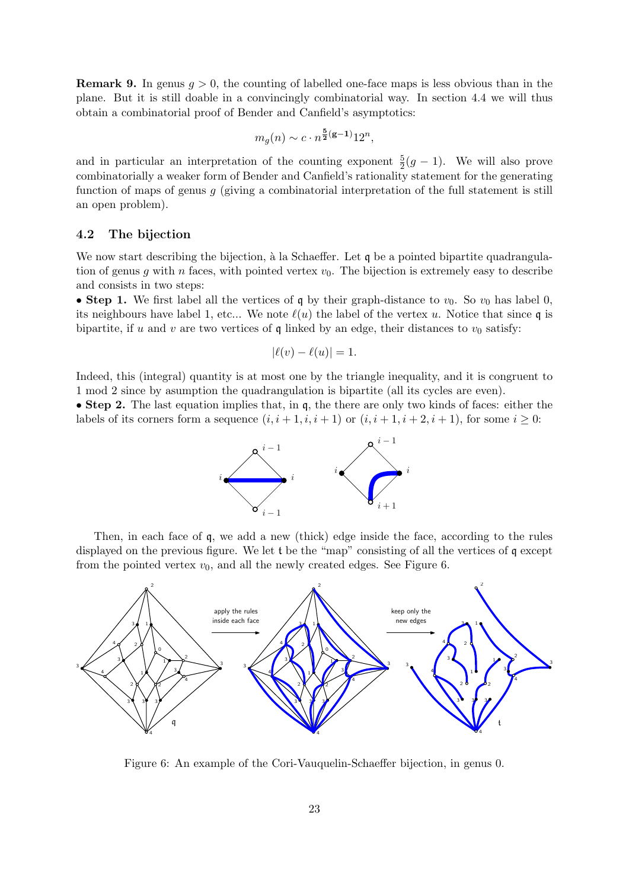**Remark 9.** In genus $g > 0$, the counting of labelled one-face maps is less obvious than in the plane. But it is still doable in a convincingly combinatorial way. In section 4.4 we will thus obtain a combinatorial proof of Bender and Canfield's asymptotics:

$$m_g(n) \sim c \cdot n^{\frac{5}{2}(\mathbf{g-1})} 12^n,$$

and in particular an interpretation of the counting exponent $\frac{5}{2}(g-1)$. We will also prove combinatorially a weaker form of Bender and Canfield's rationality statement for the generating function of maps of genus $g$ (giving a combinatorial interpretation of the full statement is still an open problem).

### 4.2 The bijection

We now start describing the bijection, à la Schaeffer. Let $\mathfrak{q}$ be a pointed bipartite quadrangulation of genus $g$ with $n$ faces, with pointed vertex $v_0$. The bijection is extremely easy to describe and consists in two steps:

• **Step 1.** We first label all the vertices of $\mathfrak{q}$ by their graph-distance to $v_0$. So $v_0$ has label 0, its neighbours have label 1, etc... We note $\ell(u)$ the label of the vertex $u$. Notice that since $\mathfrak{q}$ is bipartite, if $u$ and $v$ are two vertices of $\mathfrak{q}$ linked by an edge, their distances to $v_0$ satisfy:

$$|\ell(v) - \ell(u)| = 1.$$

Indeed, this (integral) quantity is at most one by the triangle inequality, and it is congruent to 1 mod 2 since by asumption the quadrangulation is bipartite (all its cycles are even).

• **Step 2.** The last equation implies that, in $\mathfrak{q}$, the there are only two kinds of faces: either the labels of its corners form a sequence $(i, i+1, i, i+1)$ or $(i, i+1, i+2, i+1)$, for some $i \geq 0$:

Then, in each face of $\mathfrak{q}$, we add a new (thick) edge inside the face, according to the rules displayed on the previous figure. We let $\mathfrak{t}$ be the "map" consisting of all the vertices of $\mathfrak{q}$ except from the pointed vertex $v_0$, and all the newly created edges. See Figure 6.

Figure 6: An example of the Cori-Vauquelin-Schaeffer bijection, in genus 0.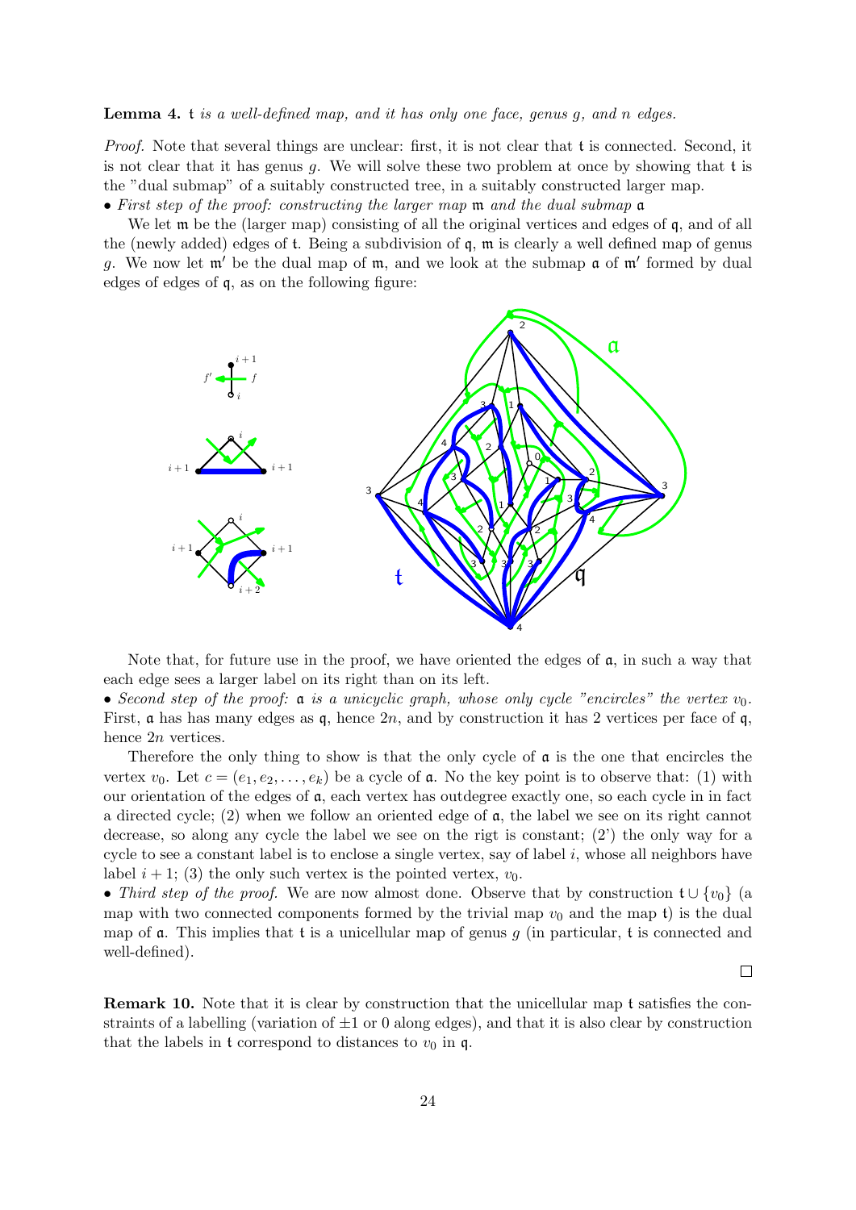**Lemma 4.** *$\mathfrak{t}$ is a well-defined map, and it has only one face, genus $g$, and $n$ edges.*

*Proof.* Note that several things are unclear: first, it is not clear that $\mathfrak{t}$ is connected. Second, it is not clear that it has genus $g$. We will solve these two problem at once by showing that $\mathfrak{t}$ is the "dual submap" of a suitably constructed tree, in a suitably constructed larger map.

• *First step of the proof: constructing the larger map $\mathfrak{m}$ and the dual submap $\mathfrak{a}$*

We let $\mathfrak{m}$ be the (larger map) consisting of all the original vertices and edges of $\mathfrak{q}$, and of all the (newly added) edges of $\mathfrak{t}$. Being a subdivision of $\mathfrak{q}$, $\mathfrak{m}$ is clearly a well defined map of genus $g$. We now let $\mathfrak{m}'$ be the dual map of $\mathfrak{m}$, and we look at the submap $\mathfrak{a}$ of $\mathfrak{m}'$ formed by dual edges of edges of $\mathfrak{q}$, as on the following figure:

Note that, for future use in the proof, we have oriented the edges of $\mathfrak{a}$, in such a way that each edge sees a larger label on its right than on its left.

• *Second step of the proof: $\mathfrak{a}$ is a unicyclic graph, whose only cycle "encircles" the vertex $v_0$.* First, $\mathfrak{a}$ has has many edges as $\mathfrak{q}$, hence $2n$, and by construction it has 2 vertices per face of $\mathfrak{q}$, hence $2n$ vertices.

Therefore the only thing to show is that the only cycle of $\mathfrak{a}$ is the one that encircles the vertex $v_0$. Let $c = (e_1, e_2, \dots, e_k)$ be a cycle of $\mathfrak{a}$. No the key point is to observe that: (1) with our orientation of the edges of $\mathfrak{a}$, each vertex has outdegree exactly one, so each cycle in in fact a directed cycle; (2) when we follow an oriented edge of $\mathfrak{a}$, the label we see on its right cannot decrease, so along any cycle the label we see on the rigt is constant; (2') the only way for a cycle to see a constant label is to enclose a single vertex, say of label $i$, whose all neighbors have label $i+1$; (3) the only such vertex is the pointed vertex, $v_0$.

• *Third step of the proof.* We are now almost done. Observe that by construction $\mathfrak{t} \cup \{v_0\}$ (a map with two connected components formed by the trivial map $v_0$ and the map $\mathfrak{t}$) is the dual map of $\mathfrak{a}$. This implies that $\mathfrak{t}$ is a unicellular map of genus $g$ (in particular, $\mathfrak{t}$ is connected and well-defined). □

**Remark 10.** Note that it is clear by construction that the unicellular map $\mathfrak{t}$ satisfies the constraints of a labelling (variation of $\pm 1$ or 0 along edges), and that it is also clear by construction that the labels in $\mathfrak{t}$ correspond to distances to $v_0$ in $\mathfrak{q}$.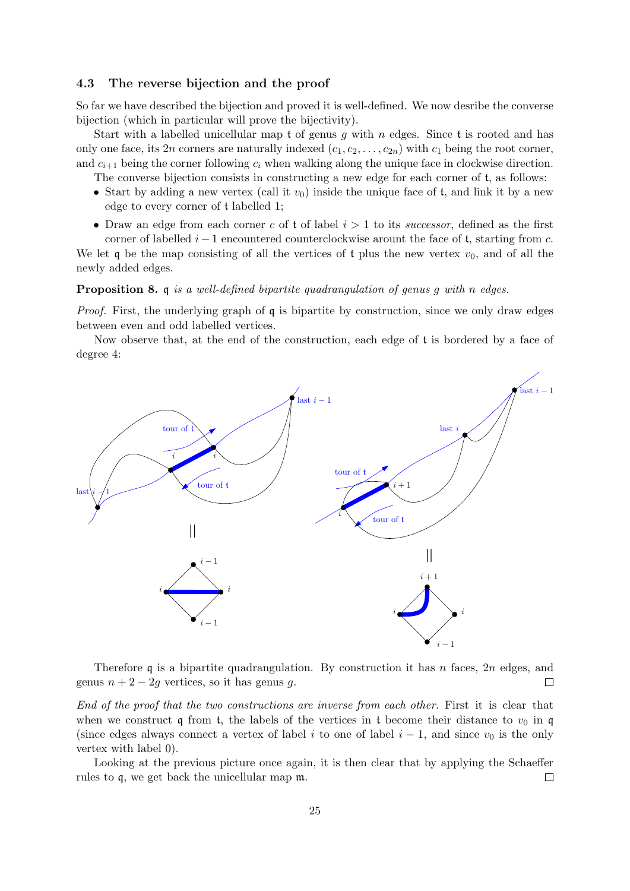### 4.3 The reverse bijection and the proof

So far we have described the bijection and proved it is well-defined. We now desribe the converse bijection (which in particular will prove the bijectivity).

Start with a labelled unicellular map $\mathfrak{t}$ of genus $g$ with $n$ edges. Since $\mathfrak{t}$ is rooted and has only one face, its $2n$ corners are naturally indexed $(c_1, c_2, \ldots, c_{2n})$ with $c_1$ being the root corner, and $c_{i+1}$ being the corner following $c_i$ when walking along the unique face in clockwise direction.

The converse bijection consists in constructing a new edge for each corner of $\mathfrak{t}$, as follows:

- Start by adding a new vertex (call it $v_0$) inside the unique face of $\mathfrak{t}$, and link it by a new edge to every corner of $\mathfrak{t}$ labelled 1;
- Draw an edge from each corner $c$ of $\mathfrak{t}$ of label $i > 1$ to its *successor*, defined as the first corner of labelled $i-1$ encountered counterclockwise arount the face of $\mathfrak{t}$, starting from $c$.

We let $\mathfrak{q}$ be the map consisting of all the vertices of $\mathfrak{t}$ plus the new vertex $v_0$, and of all the newly added edges.

**Proposition 8.** *$\mathfrak{q}$ is a well-defined bipartite quadrangulation of genus $g$ with $n$ edges.*

*Proof.* First, the underlying graph of $\mathfrak{q}$ is bipartite by construction, since we only draw edges between even and odd labelled vertices.

Now observe that, at the end of the construction, each edge of $\mathfrak{t}$ is bordered by a face of degree 4:

Therefore $\mathfrak{q}$ is a bipartite quadrangulation. By construction it has $n$ faces, $2n$ edges, and genus $n + 2 - 2g$ vertices, so it has genus $g$. □

*End of the proof that the two constructions are inverse from each other.* First it is clear that when we construct $\mathfrak{q}$ from $\mathfrak{t}$, the labels of the vertices in $\mathfrak{t}$ become their distance to $v_0$ in $\mathfrak{q}$ (since edges always connect a vertex of label $i$ to one of label $i-1$, and since $v_0$ is the only vertex with label 0).

Looking at the previous picture once again, it is then clear that by applying the Schaeffer rules to $\mathfrak{q}$, we get back the unicellular map $\mathfrak{m}$. □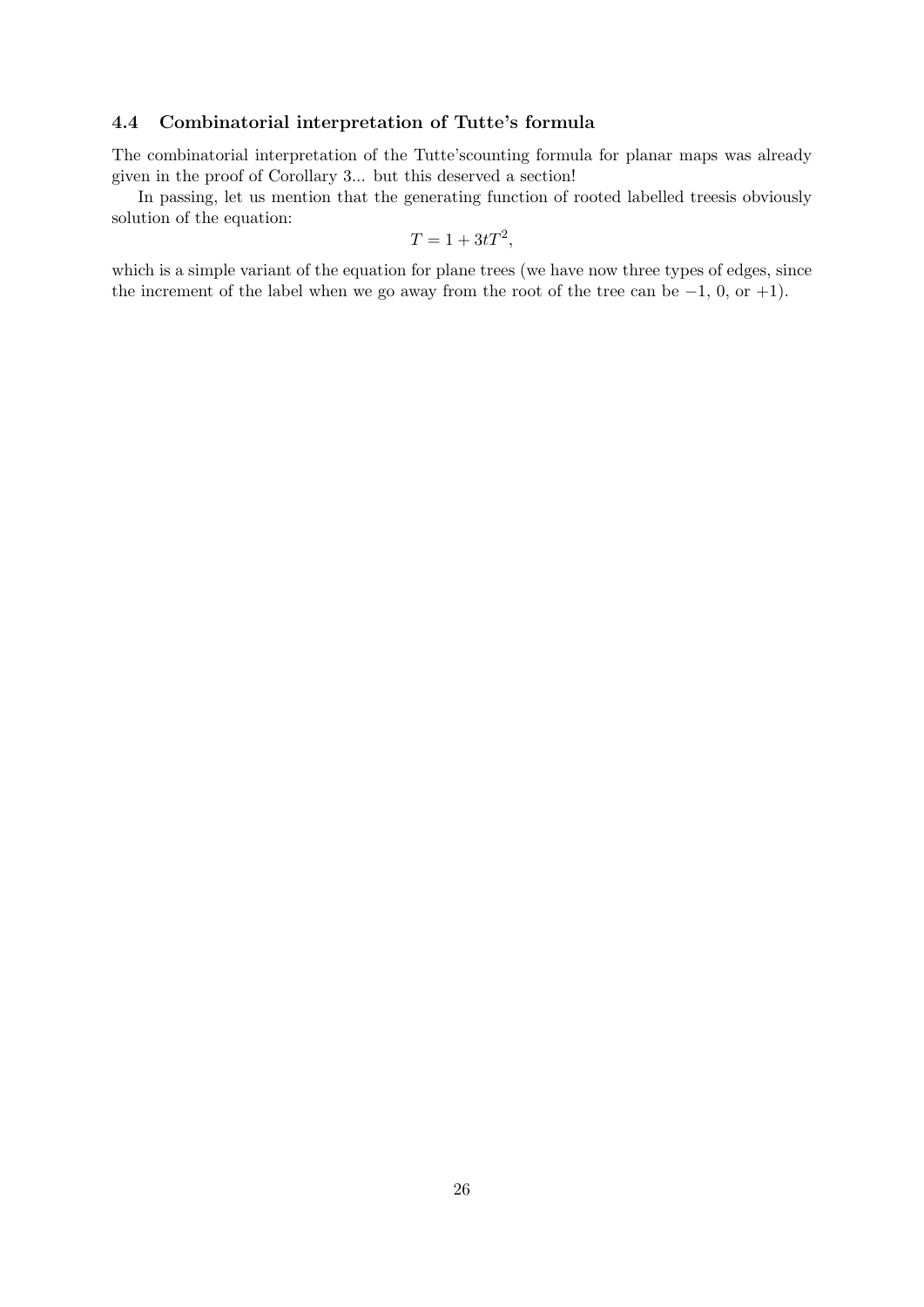### 4.4 Combinatorial interpretation of Tutte's formula

The combinatorial interpretation of the Tutte'scounting formula for planar maps was already given in the proof of Corollary 3... but this deserved a section!

In passing, let us mention that the generating function of rooted labelled treesis obviously solution of the equation:

$$T = 1 + 3tT^2,$$

which is a simple variant of the equation for plane trees (we have now three types of edges, since the increment of the label when we go away from the root of the tree can be $-1$, $0$, or $+1$).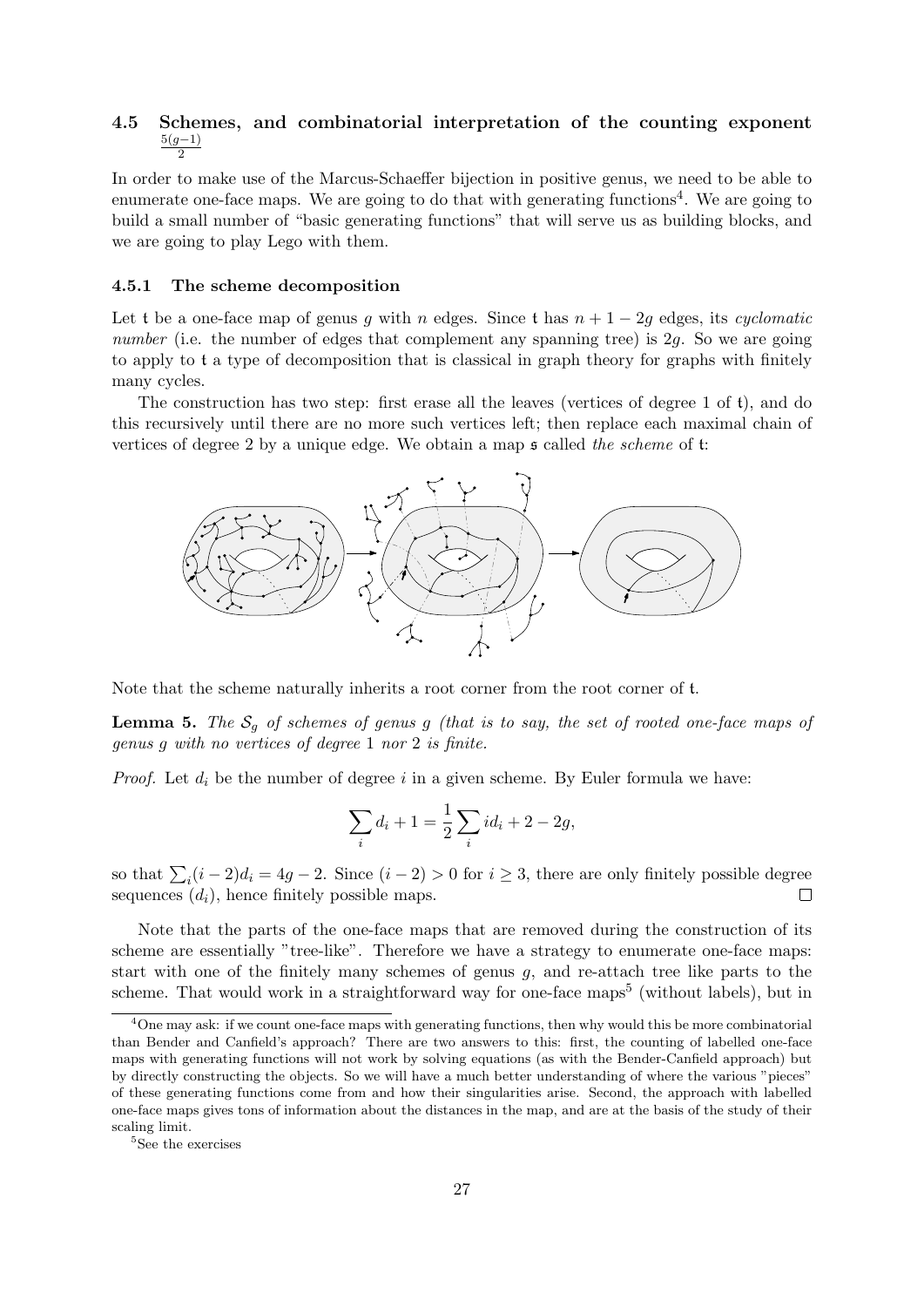### 4.5 Schemes, and combinatorial interpretation of the counting exponent $\frac{5(g-1)}{2}$

In order to make use of the Marcus-Schaeffer bijection in positive genus, we need to be able to enumerate one-face maps. We are going to do that with generating functions[4]. We are going to build a small number of "basic generating functions" that will serve us as building blocks, and we are going to play Lego with them.

#### 4.5.1 The scheme decomposition

Let $\mathfrak{t}$ be a one-face map of genus $g$ with $n$ edges. Since $\mathfrak{t}$ has $n+1-2g$ edges, its *cyclomatic number* (i.e. the number of edges that complement any spanning tree) is $2g$. So we are going to apply to $\mathfrak{t}$ a type of decomposition that is classical in graph theory for graphs with finitely many cycles.

The construction has two step: first erase all the leaves (vertices of degree 1 of $\mathfrak{t}$), and do this recursively until there are no more such vertices left; then replace each maximal chain of vertices of degree 2 by a unique edge. We obtain a map $\mathfrak{s}$ called *the scheme* of $\mathfrak{t}$:

Note that the scheme naturally inherits a root corner from the root corner of $\mathfrak{t}$.

**Lemma 5.** *The $\mathcal{S}_g$ of schemes of genus $g$ (that is to say, the set of rooted one-face maps of genus $g$ with no vertices of degree 1 nor 2 is finite.*

*Proof.* Let $d_i$ be the number of degree $i$ in a given scheme. By Euler formula we have:

$$\sum_i d_i + 1 = \frac{1}{2}\sum_i i d_i + 2 - 2g,$$

so that $\sum_i (i-2)d_i = 4g-2$. Since $(i-2) > 0$ for $i \geq 3$, there are only finitely possible degree sequences $(d_i)$, hence finitely possible maps. □

Note that the parts of the one-face maps that are removed during the construction of its scheme are essentially "tree-like". Therefore we have a strategy to enumerate one-face maps: start with one of the finitely many schemes of genus $g$, and re-attach tree like parts to the scheme. That would work in a straightforward way for one-face maps[5] (without labels), but in

[4] One may ask: if we count one-face maps with generating functions, then why would this be more combinatorial than Bender and Canfield's approach? There are two answers to this: first, the counting of labelled one-face maps with generating functions will not work by solving equations (as with the Bender-Canfield approach) but by directly constructing the objects. So we will have a much better understanding of where the various "pieces" of these generating functions come from and how their singularities arise. Second, the approach with labelled one-face maps gives tons of information about the distances in the map, and are at the basis of the study of their scaling limit.

[5] See the exercises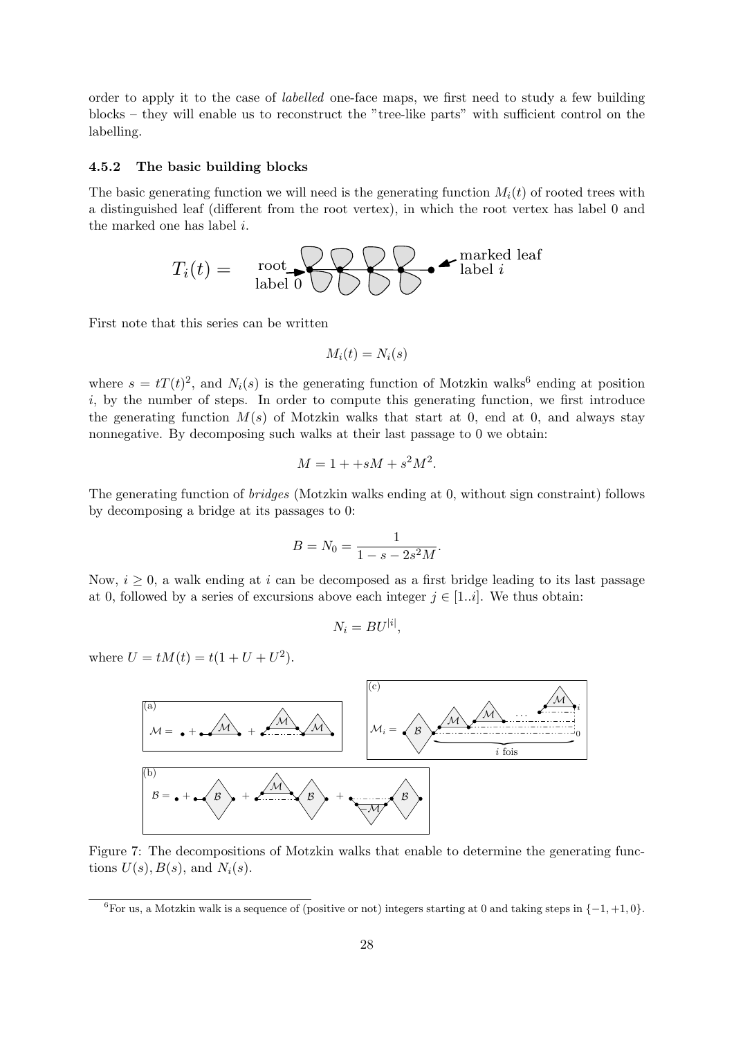order to apply it to the case of *labelled* one-face maps, we first need to study a few building blocks – they will enable us to reconstruct the "tree-like parts" with sufficient control on the labelling.

### 4.5.2 The basic building blocks

The basic generating function we will need is the generating function $M_i(t)$ of rooted trees with a distinguished leaf (different from the root vertex), in which the root vertex has label 0 and the marked one has label $i$.

$T_i(t) =$ root label 0 ... marked leaf label $i$

First note that this series can be written

$$M_i(t) = N_i(s)$$

where $s = tT(t)^2$, and $N_i(s)$ is the generating function of Motzkin walks[6] ending at position $i$, by the number of steps. In order to compute this generating function, we first introduce the generating function $M(s)$ of Motzkin walks that start at 0, end at 0, and always stay nonnegative. By decomposing such walks at their last passage to 0 we obtain:

$$M = 1 + +sM + s^2M^2.$$

The generating function of *bridges* (Motzkin walks ending at 0, without sign constraint) follows by decomposing a bridge at its passages to 0:

$$B = N_0 = \frac{1}{1 - s - 2s^2M}.$$

Now, $i \geq 0$, a walk ending at $i$ can be decomposed as a first bridge leading to its last passage at 0, followed by a series of excursions above each integer $j \in [1..i]$. We thus obtain:

$$N_i = BU^{|i|},$$

where $U = tM(t) = t(1 + U + U^2)$.

Figure 7: The decompositions of Motzkin walks that enable to determine the generating functions $U(s), B(s)$, and $N_i(s)$.

[6] For us, a Motzkin walk is a sequence of (positive or not) integers starting at 0 and taking steps in $\{-1, +1, 0\}$.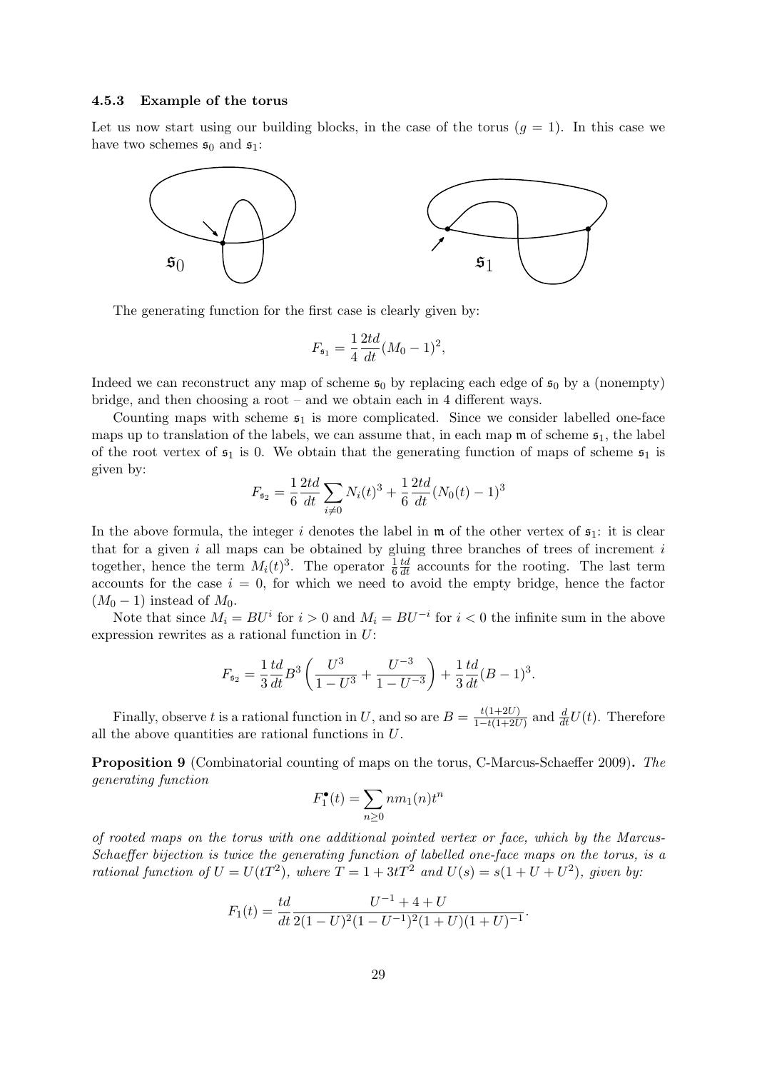### 4.5.3 Example of the torus

Let us now start using our building blocks, in the case of the torus ($g = 1$). In this case we have two schemes $\mathfrak{s}_0$ and $\mathfrak{s}_1$:

$\mathfrak{s}_0$ $\mathfrak{s}_1$

The generating function for the first case is clearly given by:

$$F_{\mathfrak{s}_1} = \frac{1}{4}\frac{2td}{dt}(M_0 - 1)^2,$$

Indeed we can reconstruct any map of scheme $\mathfrak{s}_0$ by replacing each edge of $\mathfrak{s}_0$ by a (nonempty) bridge, and then choosing a root – and we obtain each in 4 different ways.

Counting maps with scheme $\mathfrak{s}_1$ is more complicated. Since we consider labelled one-face maps up to translation of the labels, we can assume that, in each map $\mathfrak{m}$ of scheme $\mathfrak{s}_1$, the label of the root vertex of $\mathfrak{s}_1$ is 0. We obtain that the generating function of maps of scheme $\mathfrak{s}_1$ is given by:

$$F_{\mathfrak{s}_2} = \frac{1}{6}\frac{2td}{dt}\sum_{i \neq 0} N_i(t)^3 + \frac{1}{6}\frac{2td}{dt}(N_0(t) - 1)^3$$

In the above formula, the integer $i$ denotes the label in $\mathfrak{m}$ of the other vertex of $\mathfrak{s}_1$: it is clear that for a given $i$ all maps can be obtained by gluing three branches of trees of increment $i$ together, hence the term $M_i(t)^3$. The operator $\frac{1}{6}\frac{td}{dt}$ accounts for the rooting. The last term accounts for the case $i = 0$, for which we need to avoid the empty bridge, hence the factor $(M_0 - 1)$ instead of $M_0$.

Note that since $M_i = BU^i$ for $i > 0$ and $M_i = BU^{-i}$ for $i < 0$ the infinite sum in the above expression rewrites as a rational function in $U$:

$$F_{\mathfrak{s}_2} = \frac{1}{3}\frac{td}{dt}B^3\left(\frac{U^3}{1 - U^3} + \frac{U^{-3}}{1 - U^{-3}}\right) + \frac{1}{3}\frac{td}{dt}(B - 1)^3.$$

Finally, observe $t$ is a rational function in $U$, and so are $B = \frac{t(1+2U)}{1-t(1+2U)}$ and $\frac{d}{dt}U(t)$. Therefore all the above quantities are rational functions in $U$.

**Proposition 9** (Combinatorial counting of maps on the torus, C-Marcus-Schaeffer 2009)**.** *The generating function*

$$F_1^\bullet(t) = \sum_{n \geq 0} n m_1(n) t^n$$

*of rooted maps on the torus with one additional pointed vertex or face, which by the Marcus-Schaeffer bijection is twice the generating function of labelled one-face maps on the torus, is a rational function of $U = U(tT^2)$, where $T = 1 + 3tT^2$ and $U(s) = s(1 + U + U^2)$, given by:*

$$F_1(t) = \frac{td}{dt}\frac{U^{-1} + 4 + U}{2(1 - U)^2(1 - U^{-1})^2(1 + U)(1 + U)^{-1}}.$$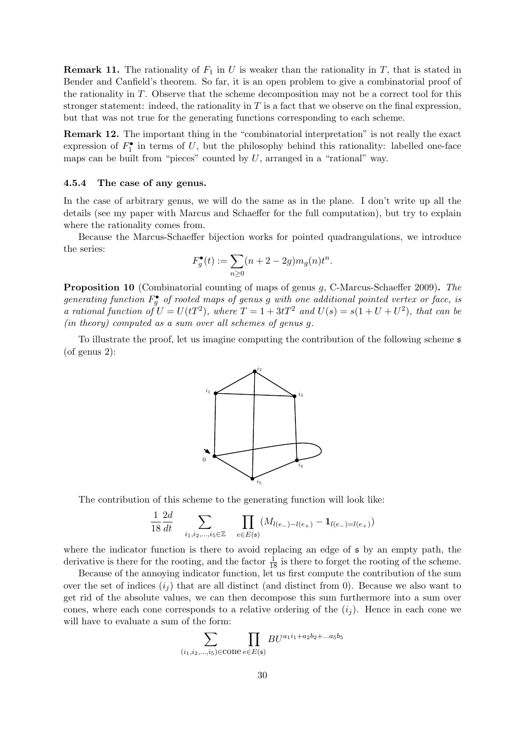**Remark 11.** The rationality of $F_1$ in $U$ is weaker than the rationality in $T$, that is stated in Bender and Canfield's theorem. So far, it is an open problem to give a combinatorial proof of the rationality in $T$. Observe that the scheme decomposition may not be a correct tool for this stronger statement: indeed, the rationality in $T$ is a fact that we observe on the final expression, but that was not true for the generating functions corresponding to each scheme.

**Remark 12.** The important thing in the "combinatorial interpretation" is not really the exact expression of $F_1^\bullet$ in terms of $U$, but the philosophy behind this rationality: labelled one-face maps can be built from "pieces" counted by $U$, arranged in a "rational" way.

#### 4.5.4 The case of any genus.

In the case of arbitrary genus, we will do the same as in the plane. I don't write up all the details (see my paper with Marcus and Schaeffer for the full computation), but try to explain where the rationality comes from.

Because the Marcus-Schaeffer bijection works for pointed quadrangulations, we introduce the series:

$$F_g^\bullet(t) := \sum_{n\geq 0}(n+2-2g)m_g(n)t^n.$$

**Proposition 10** (Combinatorial counting of maps of genus g, C-Marcus-Schaeffer 2009)**.** *The generating function $F_g^\bullet$ of rooted maps of genus g with one additional pointed vertex or face, is a rational function of $U = U(tT^2)$, where $T = 1+3tT^2$ and $U(s) = s(1+U+U^2)$, that can be (in theory) computed as a sum over all schemes of genus g.*

To illustrate the proof, let us imagine computing the contribution of the following scheme $\mathfrak{s}$ (of genus 2):

The contribution of this scheme to the generating function will look like:

$$\frac{1}{18}\frac{2d}{dt}\sum_{i_1,i_2,\ldots,i_5\in\mathbb{Z}}\ \prod_{e\in E(\mathfrak{s})}\left(M_{l(e_-)-l(e_+)} - \mathbf{1}_{l(e_-)=l(e_+)}\right)$$

where the indicator function is there to avoid replacing an edge of $\mathfrak{s}$ by an empty path, the derivative is there for the rooting, and the factor $\frac{1}{18}$ is there to forget the rooting of the scheme.

Because of the annoying indicator function, let us first compute the contribution of the sum over the set of indices $(i_j)$ that are all distinct (and distinct from 0). Because we also want to get rid of the absolute values, we can then decompose this sum furthermore into a sum over cones, where each cone corresponds to a relative ordering of the $(i_j)$. Hence in each cone we will have to evaluate a sum of the form:

$$\sum_{(i_1,i_2,\ldots,i_5)\in\text{cone}}\ \prod_{e\in E(\mathfrak{s})} BU^{a_1i_1+a_2b_2+\ldots a_5b_5}$$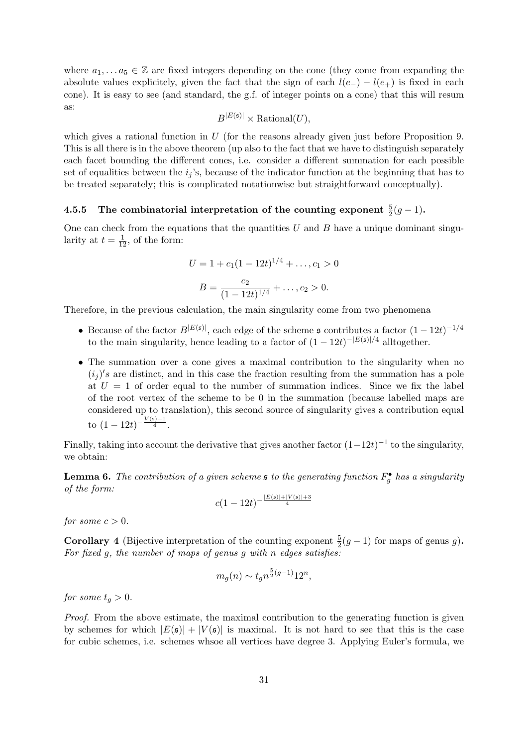where $a_1, \dots a_5 \in \mathbb{Z}$ are fixed integers depending on the cone (they come from expanding the absolute values explicitely, given the fact that the sign of each $l(e_-) - l(e_+)$ is fixed in each cone). It is easy to see (and standard, the g.f. of integer points on a cone) that this will resum as:

$$B^{|E(\mathfrak{s})|} \times \text{Rational}(U),$$

which gives a rational function in $U$ (for the reasons already given just before Proposition 9. This is all there is in the above theorem (up also to the fact that we have to distinguish separately each facet bounding the different cones, i.e. consider a different summation for each possible set of equalities between the $i_j$'s, because of the indicator function at the beginning that has to be treated separately; this is complicated notationwise but straightforward conceptually).

### 4.5.5 The combinatorial interpretation of the counting exponent $\frac{5}{2}(g-1)$.

One can check from the equations that the quantities $U$ and $B$ have a unique dominant singularity at $t = \frac{1}{12}$, of the form:

$$U = 1 + c_1(1-12t)^{1/4} + \dots, c_1 > 0$$

$$B = \frac{c_2}{(1-12t)^{1/4}} + \dots, c_2 > 0.$$

Therefore, in the previous calculation, the main singularity come from two phenomena

- Because of the factor $B^{|E(\mathfrak{s})|}$, each edge of the scheme $\mathfrak{s}$ contributes a factor $(1-12t)^{-1/4}$ to the main singularity, hence leading to a factor of $(1-12t)^{-|E(\mathfrak{s})|/4}$ alltogether.
- The summation over a cone gives a maximal contribution to the singularity when no $(i_j)'s$ are distinct, and in this case the fraction resulting from the summation has a pole at $U = 1$ of order equal to the number of summation indices. Since we fix the label of the root vertex of the scheme to be 0 in the summation (because labelled maps are considered up to translation), this second source of singularity gives a contribution equal to $(1-12t)^{-\frac{V(\mathfrak{s})-1}{4}}$.

Finally, taking into account the derivative that gives another factor $(1-12t)^{-1}$ to the singularity, we obtain:

**Lemma 6.** *The contribution of a given scheme $\mathfrak{s}$ to the generating function $F_g^\bullet$ has a singularity of the form:*

$$c(1-12t)^{-\frac{|E(\mathfrak{s})|+|V(\mathfrak{s})|+3}{4}}$$

*for some $c > 0$.*

**Corollary 4** (Bijective interpretation of the counting exponent $\frac{5}{2}(g-1)$ for maps of genus $g$)**.** *For fixed $g$, the number of maps of genus $g$ with $n$ edges satisfies:*

$$m_g(n) \sim t_g n^{\frac{5}{2}(g-1)} 12^n,$$

*for some $t_g > 0$.*

*Proof.* From the above estimate, the maximal contribution to the generating function is given by schemes for which $|E(\mathfrak{s})| + |V(\mathfrak{s})|$ is maximal. It is not hard to see that this is the case for cubic schemes, i.e. schemes whsoe all vertices have degree 3. Applying Euler's formula, we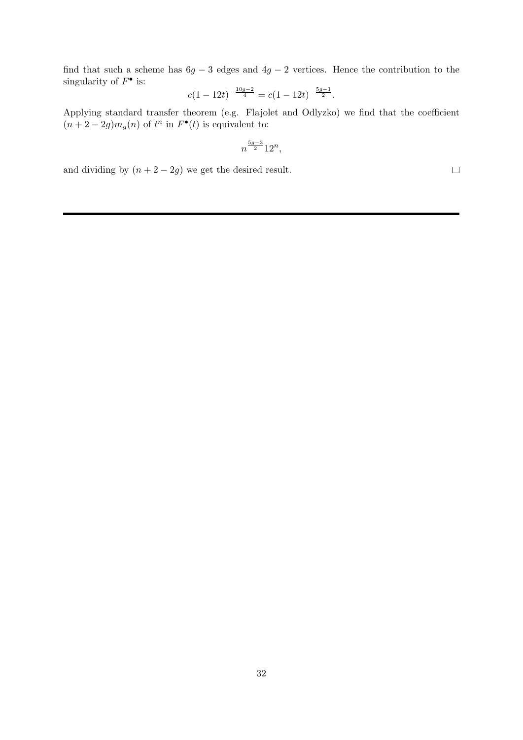find that such a scheme has $6g-3$ edges and $4g-2$ vertices. Hence the contribution to the singularity of $F^\bullet$ is:

$$c(1-12t)^{-\frac{10g-2}{4}} = c(1-12t)^{-\frac{5g-1}{2}}.$$

Applying standard transfer theorem (e.g. Flajolet and Odlyzko) we find that the coefficient $(n+2-2g)m_g(n)$ of $t^n$ in $F^\bullet(t)$ is equivalent to:

$$n^{\frac{5g-3}{2}} 12^n,$$

and dividing by $(n+2-2g)$ we get the desired result. $\square$